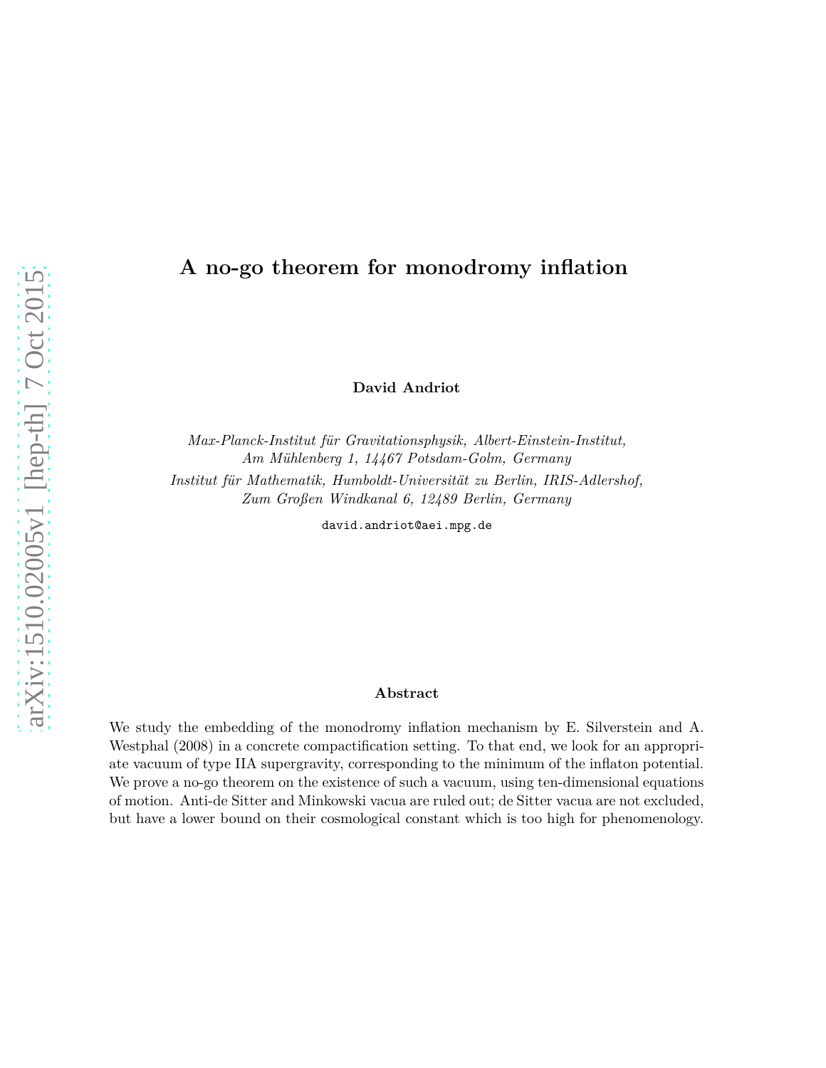# A no-go theorem for monodromy inflation

**David Andriot**

*Max-Planck-Institut für Gravitationsphysik, Albert-Einstein-Institut, Am Mühlenberg 1, 14467 Potsdam-Golm, Germany*

*Institut für Mathematik, Humboldt-Universität zu Berlin, IRIS-Adlershof, Zum Großen Windkanal 6, 12489 Berlin, Germany*

david.andriot@aei.mpg.de

## Abstract

We study the embedding of the monodromy inflation mechanism by E. Silverstein and A. Westphal (2008) in a concrete compactification setting. To that end, we look for an appropriate vacuum of type IIA supergravity, corresponding to the minimum of the inflaton potential. We prove a no-go theorem on the existence of such a vacuum, using ten-dimensional equations of motion. Anti-de Sitter and Minkowski vacua are ruled out; de Sitter vacua are not excluded, but have a lower bound on their cosmological constant which is too high for phenomenology.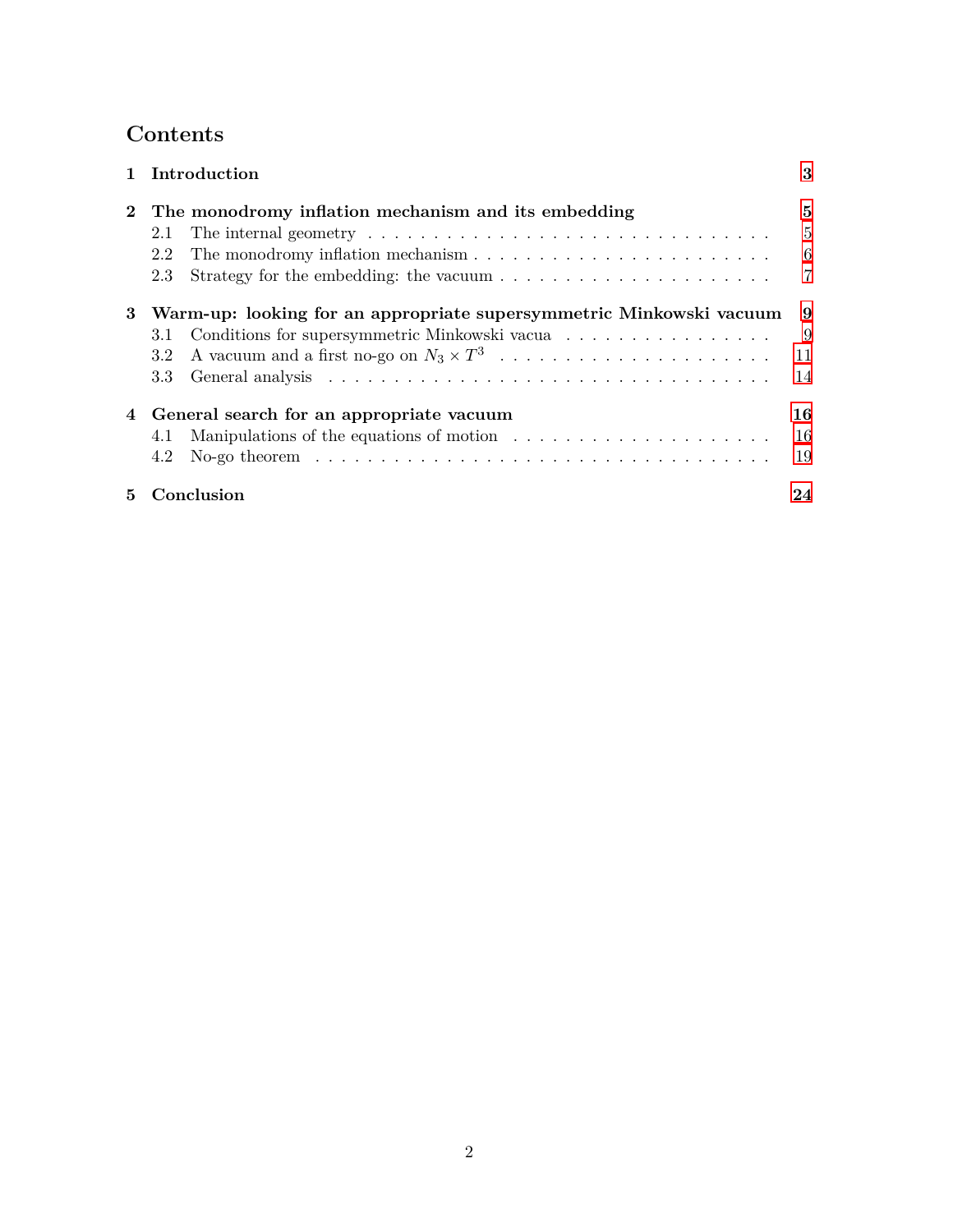# Contents

**1 Introduction** — 3

**2 The monodromy inflation mechanism and its embedding** — 5

- 2.1 The internal geometry — 5
- 2.2 The monodromy inflation mechanism — 6
- 2.3 Strategy for the embedding: the vacuum — 7

**3 Warm-up: looking for an appropriate supersymmetric Minkowski vacuum** — 9

- 3.1 Conditions for supersymmetric Minkowski vacua — 9
- 3.2 A vacuum and a first no-go on $N_3 \times T^3$ — 11
- 3.3 General analysis — 14

**4 General search for an appropriate vacuum** — 16

- 4.1 Manipulations of the equations of motion — 16
- 4.2 No-go theorem — 19

**5 Conclusion** — 24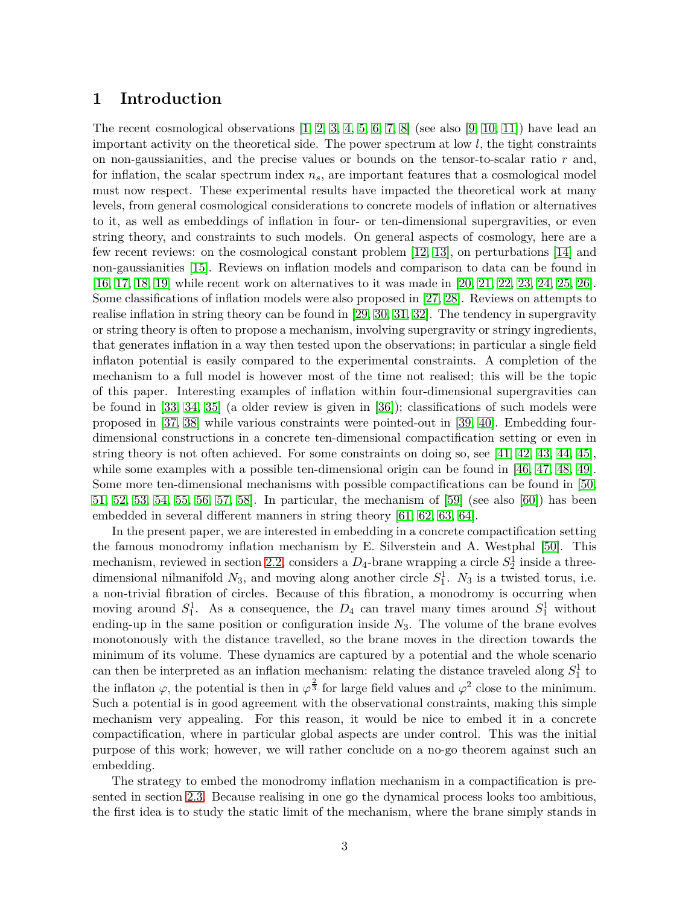# 1 Introduction

The recent cosmological observations [1, 2, 3, 4, 5, 6, 7, 8] (see also [9, 10, 11]) have lead an important activity on the theoretical side. The power spectrum at low $l$, the tight constraints on non-gaussianities, and the precise values or bounds on the tensor-to-scalar ratio $r$ and, for inflation, the scalar spectrum index $n_s$, are important features that a cosmological model must now respect. These experimental results have impacted the theoretical work at many levels, from general cosmological considerations to concrete models of inflation or alternatives to it, as well as embeddings of inflation in four- or ten-dimensional supergravities, or even string theory, and constraints to such models. On general aspects of cosmology, here are a few recent reviews: on the cosmological constant problem [12, 13], on perturbations [14] and non-gaussianities [15]. Reviews on inflation models and comparison to data can be found in [16, 17, 18, 19] while recent work on alternatives to it was made in [20, 21, 22, 23, 24, 25, 26]. Some classifications of inflation models were also proposed in [27, 28]. Reviews on attempts to realise inflation in string theory can be found in [29, 30, 31, 32]. The tendency in supergravity or string theory is often to propose a mechanism, involving supergravity or stringy ingredients, that generates inflation in a way then tested upon the observations; in particular a single field inflaton potential is easily compared to the experimental constraints. A completion of the mechanism to a full model is however most of the time not realised; this will be the topic of this paper. Interesting examples of inflation within four-dimensional supergravities can be found in [33, 34, 35] (a older review is given in [36]); classifications of such models were proposed in [37, 38] while various constraints were pointed-out in [39, 40]. Embedding four-dimensional constructions in a concrete ten-dimensional compactification setting or even in string theory is not often achieved. For some constraints on doing so, see [41, 42, 43, 44, 45], while some examples with a possible ten-dimensional origin can be found in [46, 47, 48, 49]. Some more ten-dimensional mechanisms with possible compactifications can be found in [50, 51, 52, 53, 54, 55, 56, 57, 58]. In particular, the mechanism of [59] (see also [60]) has been embedded in several different manners in string theory [61, 62, 63, 64].

In the present paper, we are interested in embedding in a concrete compactification setting the famous monodromy inflation mechanism by E. Silverstein and A. Westphal [50]. This mechanism, reviewed in section 2.2, considers a $D_4$-brane wrapping a circle $S^1_2$ inside a three-dimensional nilmanifold $N_3$, and moving along another circle $S^1_1$. $N_3$ is a twisted torus, i.e. a non-trivial fibration of circles. Because of this fibration, a monodromy is occurring when moving around $S^1_1$. As a consequence, the $D_4$ can travel many times around $S^1_1$ without ending-up in the same position or configuration inside $N_3$. The volume of the brane evolves monotonously with the distance travelled, so the brane moves in the direction towards the minimum of its volume. These dynamics are captured by a potential and the whole scenario can then be interpreted as an inflation mechanism: relating the distance traveled along $S^1_1$ to the inflaton $\varphi$, the potential is then in $\varphi^{\frac{2}{3}}$ for large field values and $\varphi^2$ close to the minimum. Such a potential is in good agreement with the observational constraints, making this simple mechanism very appealing. For this reason, it would be nice to embed it in a concrete compactification, where in particular global aspects are under control. This was the initial purpose of this work; however, we will rather conclude on a no-go theorem against such an embedding.

The strategy to embed the monodromy inflation mechanism in a compactification is presented in section 2.3. Because realising in one go the dynamical process looks too ambitious, the first idea is to study the static limit of the mechanism, where the brane simply stands in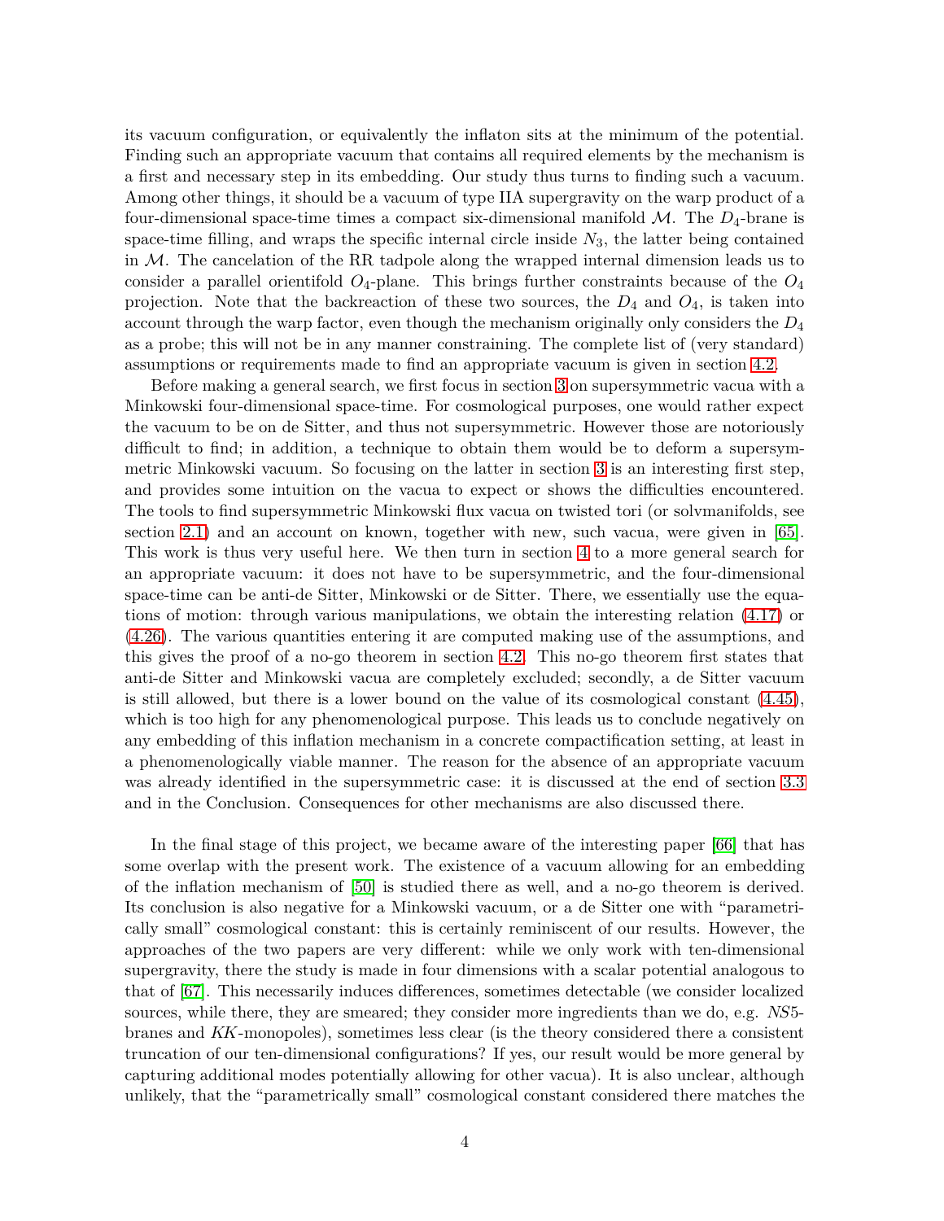its vacuum configuration, or equivalently the inflaton sits at the minimum of the potential. Finding such an appropriate vacuum that contains all required elements by the mechanism is a first and necessary step in its embedding. Our study thus turns to finding such a vacuum. Among other things, it should be a vacuum of type IIA supergravity on the warp product of a four-dimensional space-time times a compact six-dimensional manifold $\mathcal{M}$. The $D_4$-brane is space-time filling, and wraps the specific internal circle inside $N_3$, the latter being contained in $\mathcal{M}$. The cancelation of the RR tadpole along the wrapped internal dimension leads us to consider a parallel orientifold $O_4$-plane. This brings further constraints because of the $O_4$ projection. Note that the backreaction of these two sources, the $D_4$ and $O_4$, is taken into account through the warp factor, even though the mechanism originally only considers the $D_4$ as a probe; this will not be in any manner constraining. The complete list of (very standard) assumptions or requirements made to find an appropriate vacuum is given in section 4.2.

Before making a general search, we first focus in section 3 on supersymmetric vacua with a Minkowski four-dimensional space-time. For cosmological purposes, one would rather expect the vacuum to be on de Sitter, and thus not supersymmetric. However those are notoriously difficult to find; in addition, a technique to obtain them would be to deform a supersymmetric Minkowski vacuum. So focusing on the latter in section 3 is an interesting first step, and provides some intuition on the vacua to expect or shows the difficulties encountered. The tools to find supersymmetric Minkowski flux vacua on twisted tori (or solvmanifolds, see section 2.1) and an account on known, together with new, such vacua, were given in [65]. This work is thus very useful here. We then turn in section 4 to a more general search for an appropriate vacuum: it does not have to be supersymmetric, and the four-dimensional space-time can be anti-de Sitter, Minkowski or de Sitter. There, we essentially use the equations of motion: through various manipulations, we obtain the interesting relation (4.17) or (4.26). The various quantities entering it are computed making use of the assumptions, and this gives the proof of a no-go theorem in section 4.2. This no-go theorem first states that anti-de Sitter and Minkowski vacua are completely excluded; secondly, a de Sitter vacuum is still allowed, but there is a lower bound on the value of its cosmological constant (4.45), which is too high for any phenomenological purpose. This leads us to conclude negatively on any embedding of this inflation mechanism in a concrete compactification setting, at least in a phenomenologically viable manner. The reason for the absence of an appropriate vacuum was already identified in the supersymmetric case: it is discussed at the end of section 3.3 and in the Conclusion. Consequences for other mechanisms are also discussed there.

In the final stage of this project, we became aware of the interesting paper [66] that has some overlap with the present work. The existence of a vacuum allowing for an embedding of the inflation mechanism of [50] is studied there as well, and a no-go theorem is derived. Its conclusion is also negative for a Minkowski vacuum, or a de Sitter one with "parametrically small" cosmological constant: this is certainly reminiscent of our results. However, the approaches of the two papers are very different: while we only work with ten-dimensional supergravity, there the study is made in four dimensions with a scalar potential analogous to that of [67]. This necessarily induces differences, sometimes detectable (we consider localized sources, while there, they are smeared; they consider more ingredients than we do, e.g. *NS*5-branes and *KK*-monopoles), sometimes less clear (is the theory considered there a consistent truncation of our ten-dimensional configurations? If yes, our result would be more general by capturing additional modes potentially allowing for other vacua). It is also unclear, although unlikely, that the "parametrically small" cosmological constant considered there matches the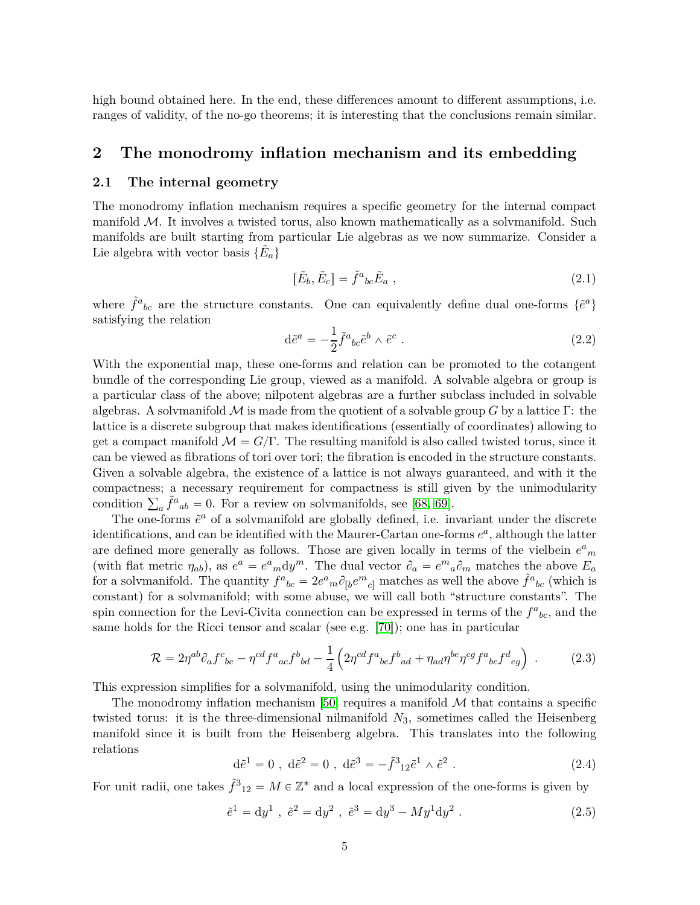high bound obtained here. In the end, these differences amount to different assumptions, i.e. ranges of validity, of the no-go theorems; it is interesting that the conclusions remain similar.

## 2 The monodromy inflation mechanism and its embedding

### 2.1 The internal geometry

The monodromy inflation mechanism requires a specific geometry for the internal compact manifold $\mathcal{M}$. It involves a twisted torus, also known mathematically as a solvmanifold. Such manifolds are built starting from particular Lie algebras as we now summarize. Consider a Lie algebra with vector basis $\{\tilde{E}_a\}$

$$[\tilde{E}_b, \tilde{E}_c] = \tilde{f}^a{}_{bc} \tilde{E}_a \ , \tag{2.1}$$

where $\tilde{f}^a{}_{bc}$ are the structure constants. One can equivalently define dual one-forms $\{\tilde{e}^a\}$ satisfying the relation

$$\mathrm{d}\tilde{e}^a = -\frac{1}{2} \tilde{f}^a{}_{bc} \tilde{e}^b \wedge \tilde{e}^c \ . \tag{2.2}$$

With the exponential map, these one-forms and relation can be promoted to the cotangent bundle of the corresponding Lie group, viewed as a manifold. A solvable algebra or group is a particular class of the above; nilpotent algebras are a further subclass included in solvable algebras. A solvmanifold $\mathcal{M}$ is made from the quotient of a solvable group $G$ by a lattice $\Gamma$: the lattice is a discrete subgroup that makes identifications (essentially of coordinates) allowing to get a compact manifold $\mathcal{M} = G/\Gamma$. The resulting manifold is also called twisted torus, since it can be viewed as fibrations of tori over tori; the fibration is encoded in the structure constants. Given a solvable algebra, the existence of a lattice is not always guaranteed, and with it the compactness; a necessary requirement for compactness is still given by the unimodularity condition $\sum_a \tilde{f}^a{}_{ab} = 0$. For a review on solvmanifolds, see [68, 69].

The one-forms $\tilde{e}^a$ of a solvmanifold are globally defined, i.e. invariant under the discrete identifications, and can be identified with the Maurer-Cartan one-forms $e^a$, although the latter are defined more generally as follows. Those are given locally in terms of the vielbein $e^a{}_m$ (with flat metric $\eta_{ab}$), as $e^a = e^a{}_m \mathrm{d}y^m$. The dual vector $\partial_a = e^m{}_a \partial_m$ matches the above $E_a$ for a solvmanifold. The quantity $f^a{}_{bc} = 2 e^a{}_m \partial_{[b} e^m{}_{c]}$ matches as well the above $\tilde{f}^a{}_{bc}$ (which is constant) for a solvmanifold; with some abuse, we will call both "structure constants". The spin connection for the Levi-Civita connection can be expressed in terms of the $f^a{}_{bc}$, and the same holds for the Ricci tensor and scalar (see e.g. [70]); one has in particular

$$\mathcal{R} = 2\eta^{ab} \partial_a f^c{}_{bc} - \eta^{cd} f^a{}_{ac} f^b{}_{bd} - \frac{1}{4} \left( 2\eta^{cd} f^a{}_{bc} f^b{}_{ad} + \eta_{ad} \eta^{be} \eta^{cg} f^a{}_{bc} f^d{}_{eg} \right) \ . \tag{2.3}$$

This expression simplifies for a solvmanifold, using the unimodularity condition.

The monodromy inflation mechanism [50] requires a manifold $\mathcal{M}$ that contains a specific twisted torus: it is the three-dimensional nilmanifold $N_3$, sometimes called the Heisenberg manifold since it is built from the Heisenberg algebra. This translates into the following relations

$$\mathrm{d}\tilde{e}^1 = 0 \ , \ \mathrm{d}\tilde{e}^2 = 0 \ , \ \mathrm{d}\tilde{e}^3 = -\tilde{f}^3{}_{12} \tilde{e}^1 \wedge \tilde{e}^2 \ . \tag{2.4}$$

For unit radii, one takes $\tilde{f}^3{}_{12} = M \in \mathbb{Z}^*$ and a local expression of the one-forms is given by

$$\tilde{e}^1 = \mathrm{d}y^1 \ , \ \tilde{e}^2 = \mathrm{d}y^2 \ , \ \tilde{e}^3 = \mathrm{d}y^3 - M y^1 \mathrm{d}y^2 \ . \tag{2.5}$$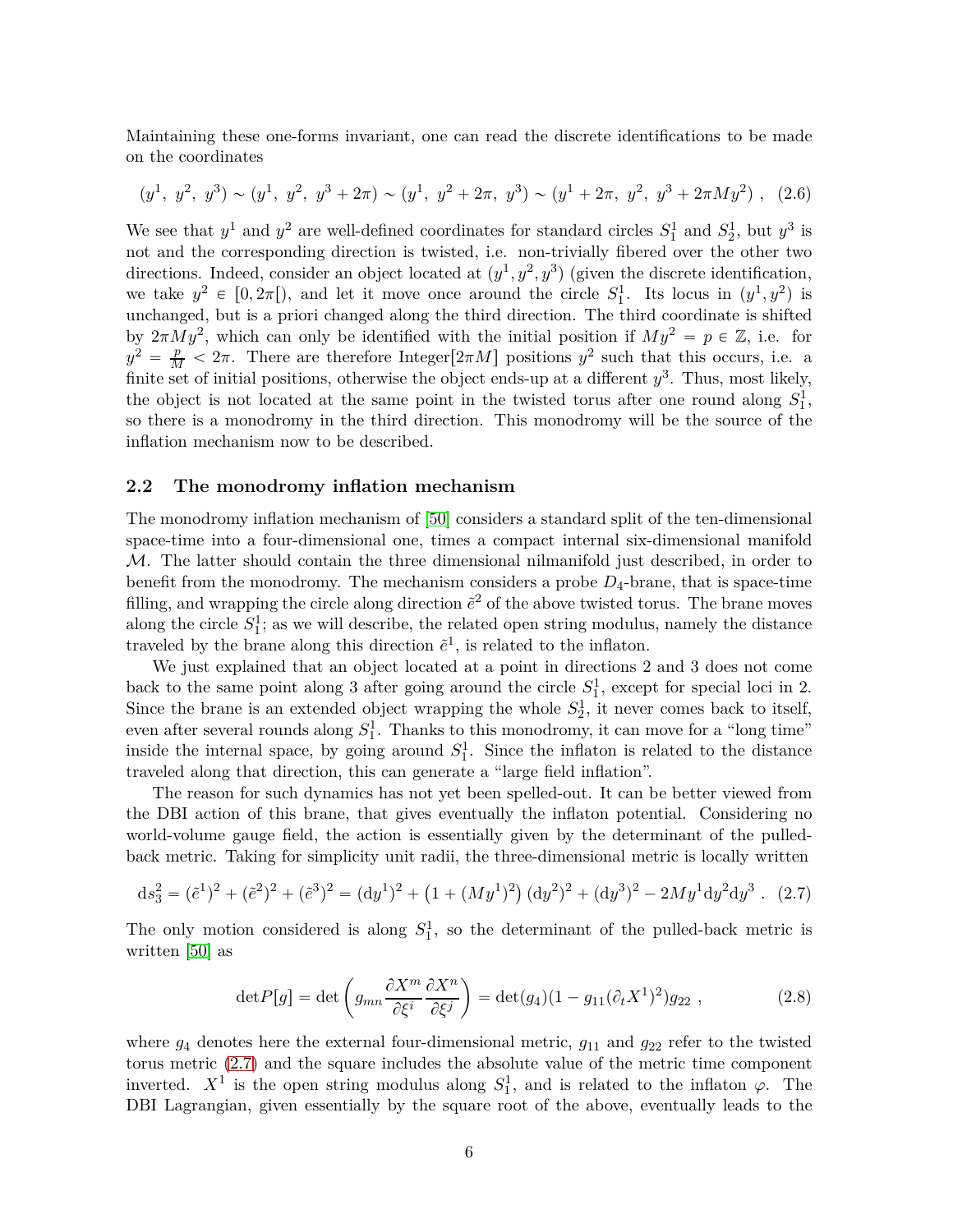Maintaining these one-forms invariant, one can read the discrete identifications to be made on the coordinates

$$(y^1,\ y^2,\ y^3) \sim (y^1,\ y^2,\ y^3 + 2\pi) \sim (y^1,\ y^2 + 2\pi,\ y^3) \sim (y^1 + 2\pi,\ y^2,\ y^3 + 2\pi M y^2)\ , \quad (2.6)$$

We see that $y^1$ and $y^2$ are well-defined coordinates for standard circles $S^1_1$ and $S^1_2$, but $y^3$ is not and the corresponding direction is twisted, i.e. non-trivially fibered over the other two directions. Indeed, consider an object located at $(y^1, y^2, y^3)$ (given the discrete identification, we take $y^2 \in [0, 2\pi[$), and let it move once around the circle $S^1_1$. Its locus in $(y^1, y^2)$ is unchanged, but is a priori changed along the third direction. The third coordinate is shifted by $2\pi M y^2$, which can only be identified with the initial position if $My^2 = p \in \mathbb{Z}$, i.e. for $y^2 = \frac{p}{M} < 2\pi$. There are therefore Integer$[2\pi M]$ positions $y^2$ such that this occurs, i.e. a finite set of initial positions, otherwise the object ends-up at a different $y^3$. Thus, most likely, the object is not located at the same point in the twisted torus after one round along $S^1_1$, so there is a monodromy in the third direction. This monodromy will be the source of the inflation mechanism now to be described.

## 2.2 The monodromy inflation mechanism

The monodromy inflation mechanism of [50] considers a standard split of the ten-dimensional space-time into a four-dimensional one, times a compact internal six-dimensional manifold $\mathcal{M}$. The latter should contain the three dimensional nilmanifold just described, in order to benefit from the monodromy. The mechanism considers a probe $D_4$-brane, that is space-time filling, and wrapping the circle along direction $\tilde{e}^2$ of the above twisted torus. The brane moves along the circle $S^1_1$; as we will describe, the related open string modulus, namely the distance traveled by the brane along this direction $\tilde{e}^1$, is related to the inflaton.

We just explained that an object located at a point in directions 2 and 3 does not come back to the same point along 3 after going around the circle $S^1_1$, except for special loci in 2. Since the brane is an extended object wrapping the whole $S^1_2$, it never comes back to itself, even after several rounds along $S^1_1$. Thanks to this monodromy, it can move for a "long time" inside the internal space, by going around $S^1_1$. Since the inflaton is related to the distance traveled along that direction, this can generate a "large field inflation".

The reason for such dynamics has not yet been spelled-out. It can be better viewed from the DBI action of this brane, that gives eventually the inflaton potential. Considering no world-volume gauge field, the action is essentially given by the determinant of the pulled-back metric. Taking for simplicity unit radii, the three-dimensional metric is locally written

$$\mathrm{d}s^2_3 = (\tilde{e}^1)^2 + (\tilde{e}^2)^2 + (\tilde{e}^3)^2 = (\mathrm{d}y^1)^2 + \left(1 + (My^1)^2\right)(\mathrm{d}y^2)^2 + (\mathrm{d}y^3)^2 - 2My^1 \mathrm{d}y^2 \mathrm{d}y^3\ . \quad (2.7)$$

The only motion considered is along $S^1_1$, so the determinant of the pulled-back metric is written [50] as

$$\det P[g] = \det\left(g_{mn}\frac{\partial X^m}{\partial \xi^i}\frac{\partial X^n}{\partial \xi^j}\right) = \det(g_4)(1 - g_{11}(\partial_t X^1)^2) g_{22}\ , \quad (2.8)$$

where $g_4$ denotes here the external four-dimensional metric, $g_{11}$ and $g_{22}$ refer to the twisted torus metric (2.7) and the square includes the absolute value of the metric time component inverted. $X^1$ is the open string modulus along $S^1_1$, and is related to the inflaton $\varphi$. The DBI Lagrangian, given essentially by the square root of the above, eventually leads to the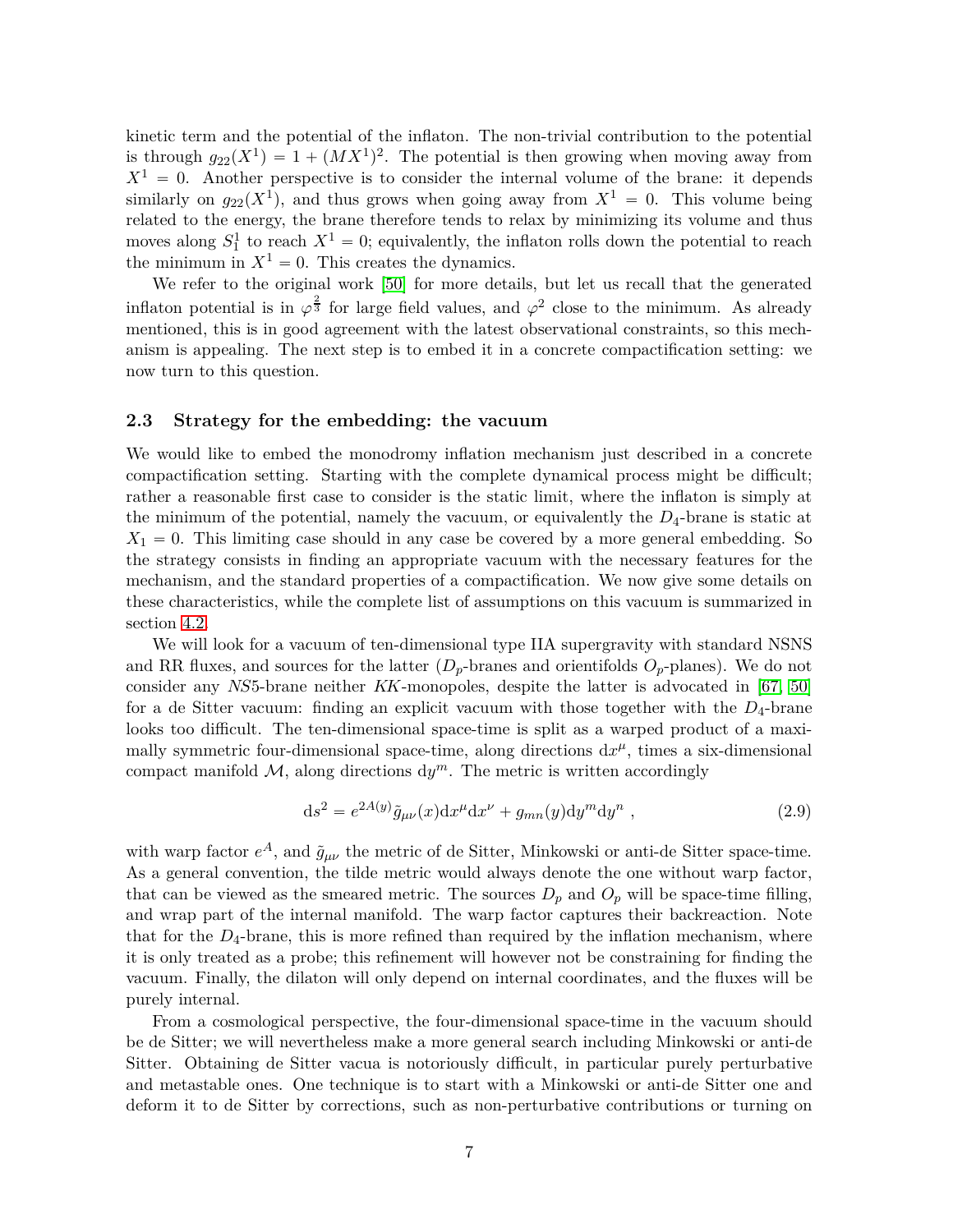kinetic term and the potential of the inflaton. The non-trivial contribution to the potential is through $g_{22}(X^1) = 1 + (MX^1)^2$. The potential is then growing when moving away from $X^1 = 0$. Another perspective is to consider the internal volume of the brane: it depends similarly on $g_{22}(X^1)$, and thus grows when going away from $X^1 = 0$. This volume being related to the energy, the brane therefore tends to relax by minimizing its volume and thus moves along $S^1_1$ to reach $X^1 = 0$; equivalently, the inflaton rolls down the potential to reach the minimum in $X^1 = 0$. This creates the dynamics.

We refer to the original work [50] for more details, but let us recall that the generated inflaton potential is in $\varphi^{\frac{2}{3}}$ for large field values, and $\varphi^2$ close to the minimum. As already mentioned, this is in good agreement with the latest observational constraints, so this mechanism is appealing. The next step is to embed it in a concrete compactification setting: we now turn to this question.

### 2.3 Strategy for the embedding: the vacuum

We would like to embed the monodromy inflation mechanism just described in a concrete compactification setting. Starting with the complete dynamical process might be difficult; rather a reasonable first case to consider is the static limit, where the inflaton is simply at the minimum of the potential, namely the vacuum, or equivalently the $D_4$-brane is static at $X_1 = 0$. This limiting case should in any case be covered by a more general embedding. So the strategy consists in finding an appropriate vacuum with the necessary features for the mechanism, and the standard properties of a compactification. We now give some details on these characteristics, while the complete list of assumptions on this vacuum is summarized in section 4.2.

We will look for a vacuum of ten-dimensional type IIA supergravity with standard NSNS and RR fluxes, and sources for the latter ($D_p$-branes and orientifolds $O_p$-planes). We do not consider any $NS5$-brane neither $KK$-monopoles, despite the latter is advocated in [67, 50] for a de Sitter vacuum: finding an explicit vacuum with those together with the $D_4$-brane looks too difficult. The ten-dimensional space-time is split as a warped product of a maximally symmetric four-dimensional space-time, along directions $\mathrm{d}x^\mu$, times a six-dimensional compact manifold $\mathcal{M}$, along directions $\mathrm{d}y^m$. The metric is written accordingly

$$\mathrm{d}s^2 = e^{2A(y)} \tilde{g}_{\mu\nu}(x) \mathrm{d}x^\mu \mathrm{d}x^\nu + g_{mn}(y) \mathrm{d}y^m \mathrm{d}y^n \ , \tag{2.9}$$

with warp factor $e^A$, and $\tilde{g}_{\mu\nu}$ the metric of de Sitter, Minkowski or anti-de Sitter space-time. As a general convention, the tilde metric would always denote the one without warp factor, that can be viewed as the smeared metric. The sources $D_p$ and $O_p$ will be space-time filling, and wrap part of the internal manifold. The warp factor captures their backreaction. Note that for the $D_4$-brane, this is more refined than required by the inflation mechanism, where it is only treated as a probe; this refinement will however not be constraining for finding the vacuum. Finally, the dilaton will only depend on internal coordinates, and the fluxes will be purely internal.

From a cosmological perspective, the four-dimensional space-time in the vacuum should be de Sitter; we will nevertheless make a more general search including Minkowski or anti-de Sitter. Obtaining de Sitter vacua is notoriously difficult, in particular purely perturbative and metastable ones. One technique is to start with a Minkowski or anti-de Sitter one and deform it to de Sitter by corrections, such as non-perturbative contributions or turning on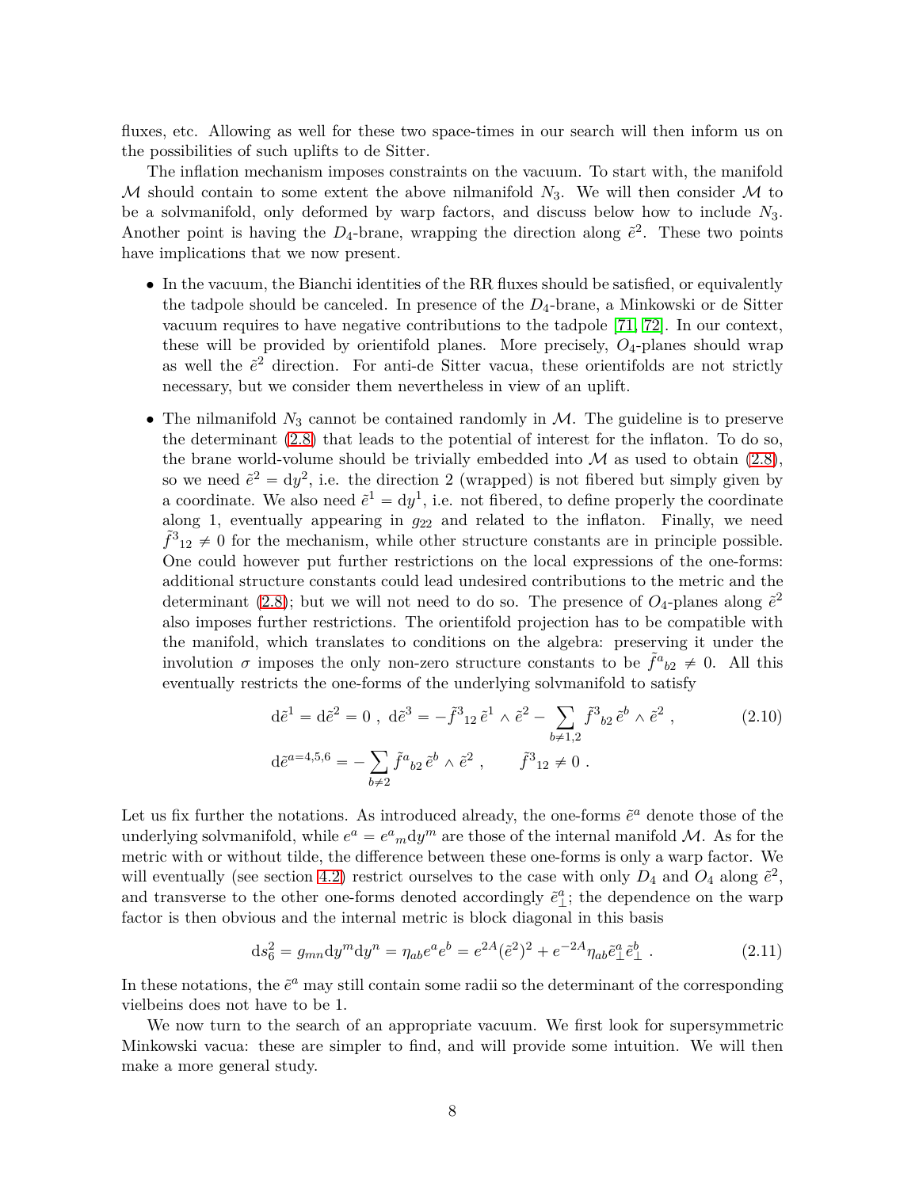fluxes, etc. Allowing as well for these two space-times in our search will then inform us on the possibilities of such uplifts to de Sitter.

The inflation mechanism imposes constraints on the vacuum. To start with, the manifold $\mathcal{M}$ should contain to some extent the above nilmanifold $N_3$. We will then consider $\mathcal{M}$ to be a solvmanifold, only deformed by warp factors, and discuss below how to include $N_3$. Another point is having the $D_4$-brane, wrapping the direction along $\tilde{e}^2$. These two points have implications that we now present.

- In the vacuum, the Bianchi identities of the RR fluxes should be satisfied, or equivalently the tadpole should be canceled. In presence of the $D_4$-brane, a Minkowski or de Sitter vacuum requires to have negative contributions to the tadpole [71, 72]. In our context, these will be provided by orientifold planes. More precisely, $O_4$-planes should wrap as well the $\tilde{e}^2$ direction. For anti-de Sitter vacua, these orientifolds are not strictly necessary, but we consider them nevertheless in view of an uplift.
- The nilmanifold $N_3$ cannot be contained randomly in $\mathcal{M}$. The guideline is to preserve the determinant (2.8) that leads to the potential of interest for the inflaton. To do so, the brane world-volume should be trivially embedded into $\mathcal{M}$ as used to obtain (2.8), so we need $\tilde{e}^2 = \mathrm{d}y^2$, i.e. the direction 2 (wrapped) is not fibered but simply given by a coordinate. We also need $\tilde{e}^1 = \mathrm{d}y^1$, i.e. not fibered, to define properly the coordinate along 1, eventually appearing in $g_{22}$ and related to the inflaton. Finally, we need $\tilde{f}^3{}_{12} \neq 0$ for the mechanism, while other structure constants are in principle possible. One could however put further restrictions on the local expressions of the one-forms: additional structure constants could lead undesired contributions to the metric and the determinant (2.8); but we will not need to do so. The presence of $O_4$-planes along $\tilde{e}^2$ also imposes further restrictions. The orientifold projection has to be compatible with the manifold, which translates to conditions on the algebra: preserving it under the involution $\sigma$ imposes the only non-zero structure constants to be $\tilde{f}^a{}_{b2} \neq 0$. All this eventually restricts the one-forms of the underlying solvmanifold to satisfy

$$
\begin{aligned}
&\mathrm{d}\tilde{e}^1 = \mathrm{d}\tilde{e}^2 = 0 \ , \ \mathrm{d}\tilde{e}^3 = -\tilde{f}^3{}_{12}\, \tilde{e}^1 \wedge \tilde{e}^2 - \sum_{b\neq 1,2} \tilde{f}^3{}_{b2}\, \tilde{e}^b \wedge \tilde{e}^2 \ , \\
&\mathrm{d}\tilde{e}^{a=4,5,6} = -\sum_{b\neq 2} \tilde{f}^a{}_{b2}\, \tilde{e}^b \wedge \tilde{e}^2 \ , \qquad \tilde{f}^3{}_{12} \neq 0 \ .
\end{aligned}
\tag{2.10}
$$

Let us fix further the notations. As introduced already, the one-forms $\tilde{e}^a$ denote those of the underlying solvmanifold, while $e^a = e^a{}_m \mathrm{d}y^m$ are those of the internal manifold $\mathcal{M}$. As for the metric with or without tilde, the difference between these one-forms is only a warp factor. We will eventually (see section 4.2) restrict ourselves to the case with only $D_4$ and $O_4$ along $\tilde{e}^2$, and transverse to the other one-forms denoted accordingly $\tilde{e}^a_\perp$; the dependence on the warp factor is then obvious and the internal metric is block diagonal in this basis

$$
\mathrm{d}s_6^2 = g_{mn}\mathrm{d}y^m \mathrm{d}y^n = \eta_{ab} e^a e^b = e^{2A} (\tilde{e}^2)^2 + e^{-2A} \eta_{ab} \tilde{e}^a_\perp \tilde{e}^b_\perp \ . \tag{2.11}
$$

In these notations, the $\tilde{e}^a$ may still contain some radii so the determinant of the corresponding vielbeins does not have to be 1.

We now turn to the search of an appropriate vacuum. We first look for supersymmetric Minkowski vacua: these are simpler to find, and will provide some intuition. We will then make a more general study.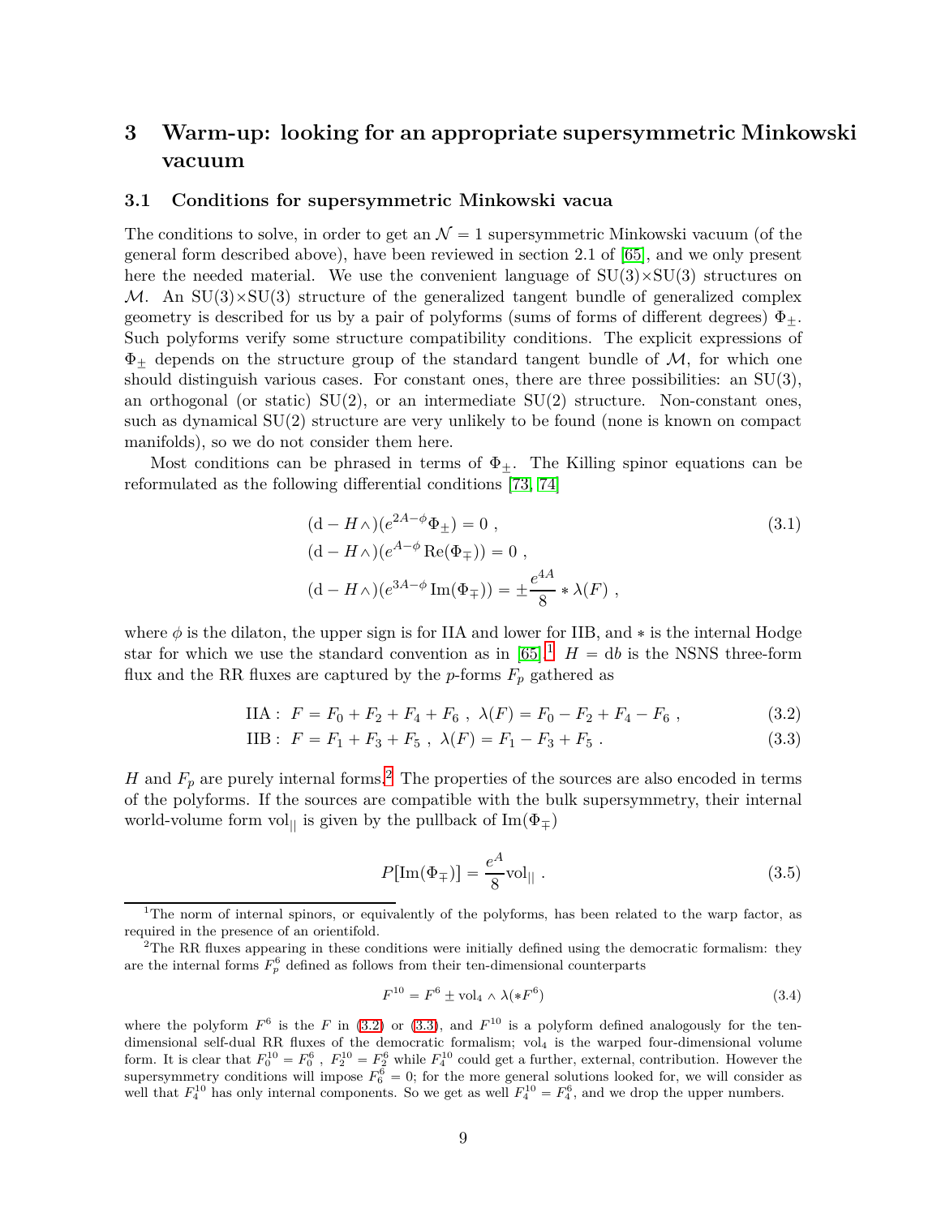# 3 Warm-up: looking for an appropriate supersymmetric Minkowski vacuum

## 3.1 Conditions for supersymmetric Minkowski vacua

The conditions to solve, in order to get an $\mathcal{N}=1$ supersymmetric Minkowski vacuum (of the general form described above), have been reviewed in section 2.1 of [65], and we only present here the needed material. We use the convenient language of SU(3)×SU(3) structures on $\mathcal{M}$. An SU(3)×SU(3) structure of the generalized tangent bundle of generalized complex geometry is described for us by a pair of polyforms (sums of forms of different degrees) $\Phi_\pm$. Such polyforms verify some structure compatibility conditions. The explicit expressions of $\Phi_\pm$ depends on the structure group of the standard tangent bundle of $\mathcal{M}$, for which one should distinguish various cases. For constant ones, there are three possibilities: an SU(3), an orthogonal (or static) SU(2), or an intermediate SU(2) structure. Non-constant ones, such as dynamical SU(2) structure are very unlikely to be found (none is known on compact manifolds), so we do not consider them here.

Most conditions can be phrased in terms of $\Phi_\pm$. The Killing spinor equations can be reformulated as the following differential conditions [73, 74]

$$
\begin{aligned}
&(\mathrm{d}-H\wedge)(e^{2A-\phi}\Phi_\pm)=0\ , \\
&(\mathrm{d}-H\wedge)(e^{A-\phi}\,\mathrm{Re}(\Phi_\mp))=0\ , \\
&(\mathrm{d}-H\wedge)(e^{3A-\phi}\,\mathrm{Im}(\Phi_\mp))=\pm\frac{e^{4A}}{8}*\lambda(F)\ ,
\end{aligned}
\tag{3.1}
$$

where $\phi$ is the dilaton, the upper sign is for IIA and lower for IIB, and $*$ is the internal Hodge star for which we use the standard convention as in [65].[1] $H=\mathrm{d}b$ is the NSNS three-form flux and the RR fluxes are captured by the $p$-forms $F_p$ gathered as

$$
\mathrm{IIA}:\ F=F_0+F_2+F_4+F_6\ ,\ \lambda(F)=F_0-F_2+F_4-F_6\ , \tag{3.2}
$$

$$
\mathrm{IIB}:\ F=F_1+F_3+F_5\ ,\ \lambda(F)=F_1-F_3+F_5\ . \tag{3.3}
$$

$H$ and $F_p$ are purely internal forms.[2] The properties of the sources are also encoded in terms of the polyforms. If the sources are compatible with the bulk supersymmetry, their internal world-volume form $\mathrm{vol}_{||}$ is given by the pullback of $\mathrm{Im}(\Phi_\mp)$

$$
P[\mathrm{Im}(\Phi_\mp)]=\frac{e^A}{8}\mathrm{vol}_{||}\ . \tag{3.5}
$$

---

[1] The norm of internal spinors, or equivalently of the polyforms, has been related to the warp factor, as required in the presence of an orientifold.

[2] The RR fluxes appearing in these conditions were initially defined using the democratic formalism: they are the internal forms $F_p^6$ defined as follows from their ten-dimensional counterparts

$$
F^{10}=F^6\pm\mathrm{vol}_4\wedge\lambda(*F^6) \tag{3.4}
$$

where the polyform $F^6$ is the $F$ in (3.2) or (3.3), and $F^{10}$ is a polyform defined analogously for the ten-dimensional self-dual RR fluxes of the democratic formalism; $\mathrm{vol}_4$ is the warped four-dimensional volume form. It is clear that $F_0^{10}=F_0^6$ , $F_2^{10}=F_2^6$ while $F_4^{10}$ could get a further, external, contribution. However the supersymmetry conditions will impose $F_6^6=0$; for the more general solutions looked for, we will consider as well that $F_4^{10}$ has only internal components. So we get as well $F_4^{10}=F_4^6$, and we drop the upper numbers.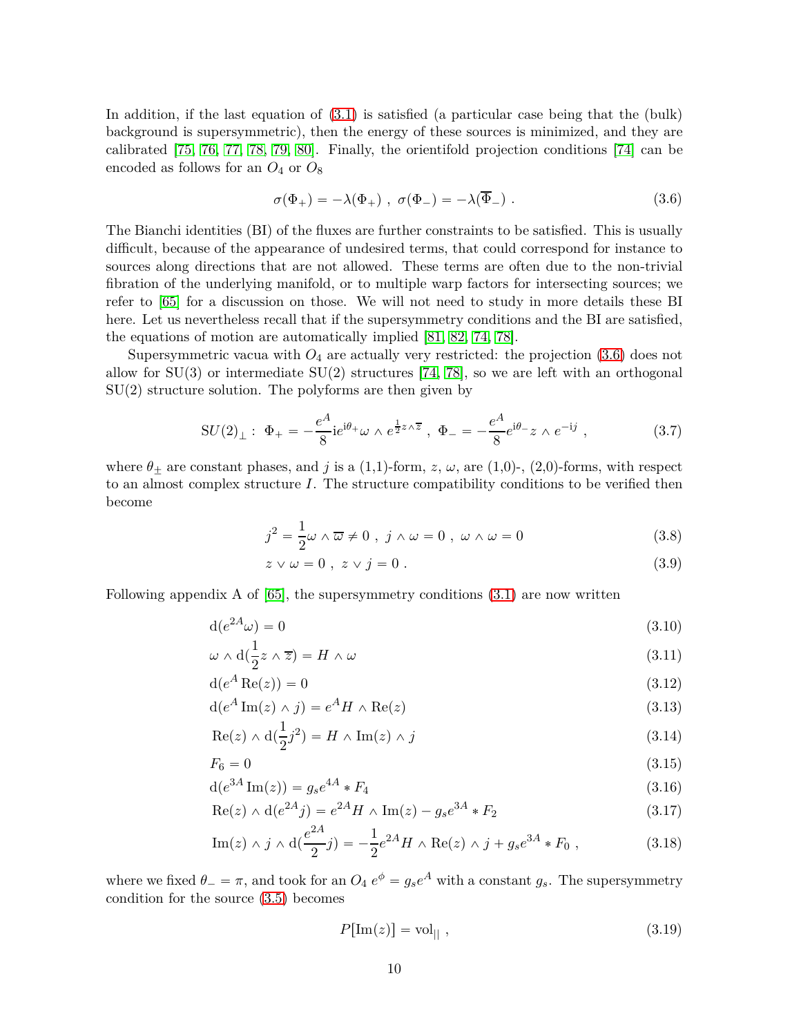In addition, if the last equation of (3.1) is satisfied (a particular case being that the (bulk) background is supersymmetric), then the energy of these sources is minimized, and they are calibrated [75, 76, 77, 78, 79, 80]. Finally, the orientifold projection conditions [74] can be encoded as follows for an $O_4$ or $O_8$

$$\sigma(\Phi_+) = -\lambda(\Phi_+) \ , \ \sigma(\Phi_-) = -\lambda(\overline{\Phi}_-) \ . \tag{3.6}$$

The Bianchi identities (BI) of the fluxes are further constraints to be satisfied. This is usually difficult, because of the appearance of undesired terms, that could correspond for instance to sources along directions that are not allowed. These terms are often due to the non-trivial fibration of the underlying manifold, or to multiple warp factors for intersecting sources; we refer to [65] for a discussion on those. We will not need to study in more details these BI here. Let us nevertheless recall that if the supersymmetry conditions and the BI are satisfied, the equations of motion are automatically implied [81, 82, 74, 78].

Supersymmetric vacua with $O_4$ are actually very restricted: the projection (3.6) does not allow for SU(3) or intermediate SU(2) structures [74, 78], so we are left with an orthogonal SU(2) structure solution. The polyforms are then given by

$$\mathrm{SU}(2)_{\perp}: \ \Phi_+ = -\frac{e^A}{8} \mathrm{i} e^{\mathrm{i}\theta_+} \omega \wedge e^{\frac{1}{2} z \wedge \overline{z}} \ , \ \Phi_- = -\frac{e^A}{8} e^{\mathrm{i}\theta_-} z \wedge e^{-\mathrm{i}j} \ , \tag{3.7}$$

where $\theta_\pm$ are constant phases, and $j$ is a (1,1)-form, $z$, $\omega$, are (1,0)-, (2,0)-forms, with respect to an almost complex structure $I$. The structure compatibility conditions to be verified then become

$$j^2 = \frac{1}{2} \omega \wedge \overline{\omega} \neq 0 \ , \ j \wedge \omega = 0 \ , \ \omega \wedge \omega = 0 \tag{3.8}$$

$$z \vee \omega = 0 \ , \ z \vee j = 0 \ . \tag{3.9}$$

Following appendix A of [65], the supersymmetry conditions (3.1) are now written

$$\mathrm{d}(e^{2A}\omega) = 0 \tag{3.10}$$

$$\omega \wedge \mathrm{d}(\frac{1}{2} z \wedge \overline{z}) = H \wedge \omega \tag{3.11}$$

$$\mathrm{d}(e^A \, \mathrm{Re}(z)) = 0 \tag{3.12}$$

$$\mathrm{d}(e^A \, \mathrm{Im}(z) \wedge j) = e^A H \wedge \mathrm{Re}(z) \tag{3.13}$$

$$\mathrm{Re}(z) \wedge \mathrm{d}(\frac{1}{2} j^2) = H \wedge \mathrm{Im}(z) \wedge j \tag{3.14}$$

$$F_6 = 0 \tag{3.15}$$

$$\mathrm{d}(e^{3A} \, \mathrm{Im}(z)) = g_s e^{4A} * F_4 \tag{3.16}$$

$$\mathrm{Re}(z) \wedge \mathrm{d}(e^{2A} j) = e^{2A} H \wedge \mathrm{Im}(z) - g_s e^{3A} * F_2 \tag{3.17}$$

$$\mathrm{Im}(z) \wedge j \wedge \mathrm{d}(\frac{e^{2A}}{2} j) = -\frac{1}{2} e^{2A} H \wedge \mathrm{Re}(z) \wedge j + g_s e^{3A} * F_0 \ , \tag{3.18}$$

where we fixed $\theta_- = \pi$, and took for an $O_4$ $e^\phi = g_s e^A$ with a constant $g_s$. The supersymmetry condition for the source (3.5) becomes

$$P[\mathrm{Im}(z)] = \mathrm{vol}_{||} \ , \tag{3.19}$$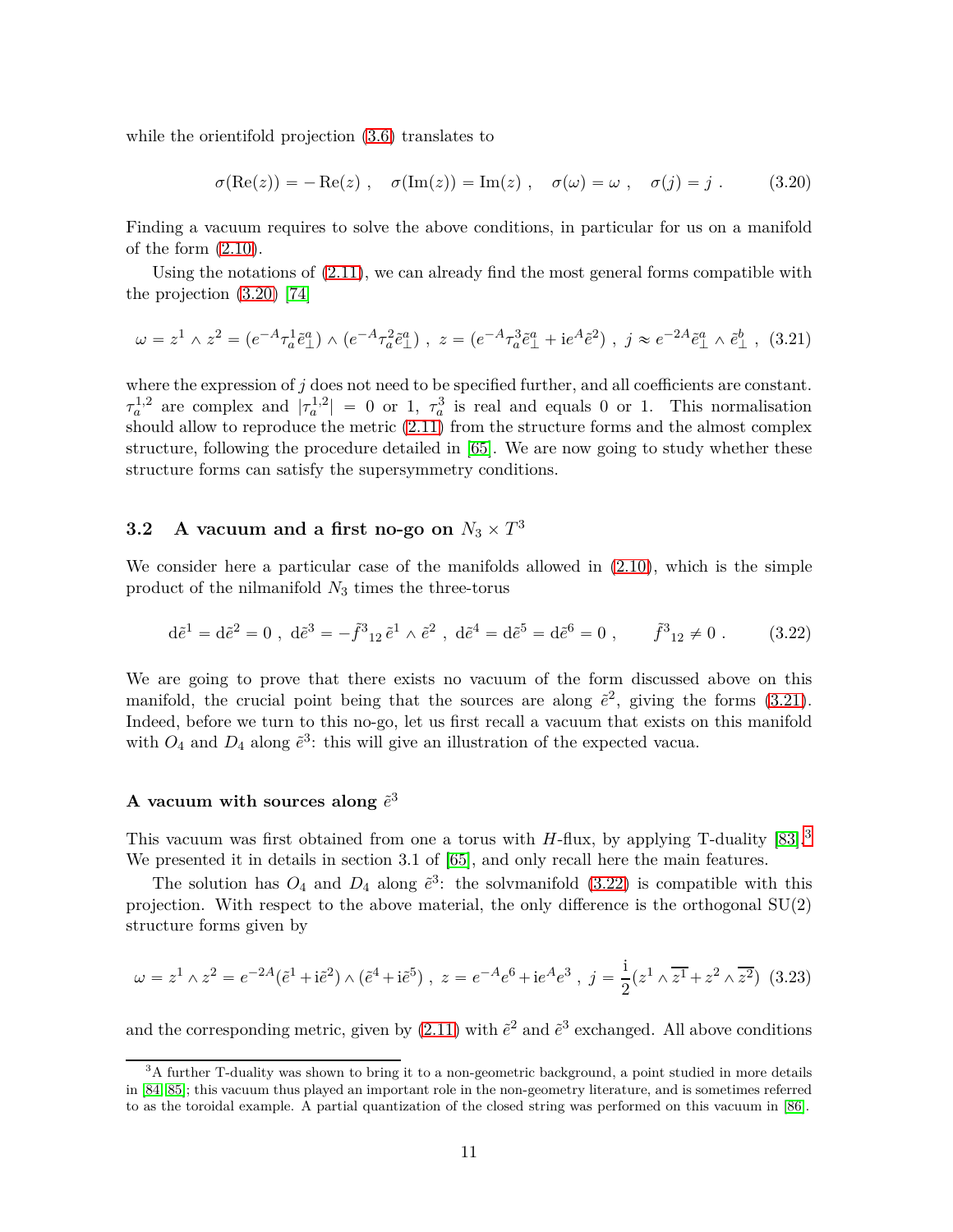while the orientifold projection (3.6) translates to

$$\sigma(\mathrm{Re}(z)) = -\,\mathrm{Re}(z)\ , \quad \sigma(\mathrm{Im}(z)) = \mathrm{Im}(z)\ , \quad \sigma(\omega) = \omega\ , \quad \sigma(j) = j\ . \tag{3.20}$$

Finding a vacuum requires to solve the above conditions, in particular for us on a manifold of the form (2.10).

Using the notations of (2.11), we can already find the most general forms compatible with the projection (3.20) [74]

$$\omega = z^1 \wedge z^2 = (e^{-A}\tau_a^1 \tilde{e}_\perp^a) \wedge (e^{-A}\tau_a^2 \tilde{e}_\perp^a)\ ,\ z = (e^{-A}\tau_a^3 \tilde{e}_\perp^a + \mathrm{i}e^{A}\tilde{e}^2)\ ,\ j \approx e^{-2A}\tilde{e}_\perp^a \wedge \tilde{e}_\perp^b\ , \tag{3.21}$$

where the expression of $j$ does not need to be specified further, and all coefficients are constant. $\tau_a^{1,2}$ are complex and $|\tau_a^{1,2}| = 0$ or $1$, $\tau_a^3$ is real and equals $0$ or $1$. This normalisation should allow to reproduce the metric (2.11) from the structure forms and the almost complex structure, following the procedure detailed in [65]. We are now going to study whether these structure forms can satisfy the supersymmetry conditions.

## 3.2 A vacuum and a first no-go on $N_3 \times T^3$

We consider here a particular case of the manifolds allowed in (2.10), which is the simple product of the nilmanifold $N_3$ times the three-torus

$$\mathrm{d}\tilde{e}^1 = \mathrm{d}\tilde{e}^2 = 0\ ,\ \mathrm{d}\tilde{e}^3 = -\tilde{f}^3{}_{12}\,\tilde{e}^1 \wedge \tilde{e}^2\ ,\ \mathrm{d}\tilde{e}^4 = \mathrm{d}\tilde{e}^5 = \mathrm{d}\tilde{e}^6 = 0\ , \qquad \tilde{f}^3{}_{12} \neq 0\ . \tag{3.22}$$

We are going to prove that there exists no vacuum of the form discussed above on this manifold, the crucial point being that the sources are along $\tilde{e}^2$, giving the forms (3.21). Indeed, before we turn to this no-go, let us first recall a vacuum that exists on this manifold with $O_4$ and $D_4$ along $\tilde{e}^3$: this will give an illustration of the expected vacua.

#### A vacuum with sources along $\tilde{e}^3$

This vacuum was first obtained from one a torus with $H$-flux, by applying T-duality [83].[3] We presented it in details in section 3.1 of [65], and only recall here the main features.

The solution has $O_4$ and $D_4$ along $\tilde{e}^3$: the solvmanifold (3.22) is compatible with this projection. With respect to the above material, the only difference is the orthogonal SU(2) structure forms given by

$$\omega = z^1 \wedge z^2 = e^{-2A}(\tilde{e}^1 + \mathrm{i}\tilde{e}^2) \wedge (\tilde{e}^4 + \mathrm{i}\tilde{e}^5)\ ,\ z = e^{-A}e^6 + \mathrm{i}e^{A}e^3\ ,\ j = \frac{\mathrm{i}}{2}(z^1 \wedge \overline{z^1} + z^2 \wedge \overline{z^2}) \tag{3.23}$$

and the corresponding metric, given by (2.11) with $\tilde{e}^2$ and $\tilde{e}^3$ exchanged. All above conditions

[3] A further T-duality was shown to bring it to a non-geometric background, a point studied in more details in [84, 85]; this vacuum thus played an important role in the non-geometry literature, and is sometimes referred to as the toroidal example. A partial quantization of the closed string was performed on this vacuum in [86].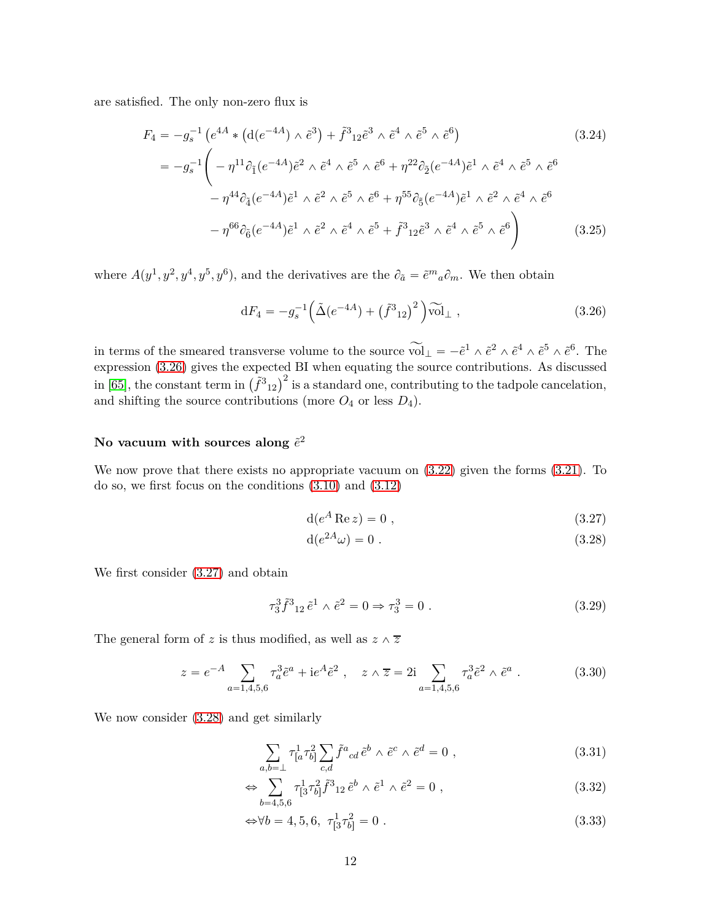are satisfied. The only non-zero flux is

$$
\begin{aligned}
F_4 &= -g_s^{-1}\left(e^{4A} * \left(\mathrm{d}(e^{-4A}) \wedge \tilde{e}^3\right) + \tilde{f}^3{}_{12}\tilde{e}^3 \wedge \tilde{e}^4 \wedge \tilde{e}^5 \wedge \tilde{e}^6\right) &(3.24)\\
&= -g_s^{-1}\Bigg( -\eta^{11}\partial_{\tilde{1}}(e^{-4A})\tilde{e}^2 \wedge \tilde{e}^4 \wedge \tilde{e}^5 \wedge \tilde{e}^6 + \eta^{22}\partial_{\tilde{2}}(e^{-4A})\tilde{e}^1 \wedge \tilde{e}^4 \wedge \tilde{e}^5 \wedge \tilde{e}^6 \\
&\qquad - \eta^{44}\partial_{\tilde{4}}(e^{-4A})\tilde{e}^1 \wedge \tilde{e}^2 \wedge \tilde{e}^5 \wedge \tilde{e}^6 + \eta^{55}\partial_{\tilde{5}}(e^{-4A})\tilde{e}^1 \wedge \tilde{e}^2 \wedge \tilde{e}^4 \wedge \tilde{e}^6 \\
&\qquad - \eta^{66}\partial_{\tilde{6}}(e^{-4A})\tilde{e}^1 \wedge \tilde{e}^2 \wedge \tilde{e}^4 \wedge \tilde{e}^5 + \tilde{f}^3{}_{12}\tilde{e}^3 \wedge \tilde{e}^4 \wedge \tilde{e}^5 \wedge \tilde{e}^6\Bigg) &(3.25)
\end{aligned}
$$

where $A(y^1, y^2, y^4, y^5, y^6)$, and the derivatives are the $\partial_{\tilde{a}} = \tilde{e}^m{}_a \partial_m$. We then obtain

$$
\mathrm{d}F_4 = -g_s^{-1}\Big(\tilde{\Delta}(e^{-4A}) + \left(\tilde{f}^3{}_{12}\right)^2\Big)\widetilde{\mathrm{vol}}_\perp \ , \tag{3.26}
$$

in terms of the smeared transverse volume to the source $\widetilde{\mathrm{vol}}_\perp = -\tilde{e}^1 \wedge \tilde{e}^2 \wedge \tilde{e}^4 \wedge \tilde{e}^5 \wedge \tilde{e}^6$. The expression (3.26) gives the expected BI when equating the source contributions. As discussed in [65], the constant term in $\left(\tilde{f}^3{}_{12}\right)^2$ is a standard one, contributing to the tadpole cancelation, and shifting the source contributions (more $O_4$ or less $D_4$).

#### No vacuum with sources along $\tilde{e}^2$

We now prove that there exists no appropriate vacuum on (3.22) given the forms (3.21). To do so, we first focus on the conditions (3.10) and (3.12)

$$
\mathrm{d}(e^A \,\mathrm{Re}\, z) = 0 \ , \tag{3.27}
$$

$$
\mathrm{d}(e^{2A}\omega) = 0 \ . \tag{3.28}
$$

We first consider (3.27) and obtain

$$
\tau^3_3 \tilde{f}^3{}_{12}\, \tilde{e}^1 \wedge \tilde{e}^2 = 0 \Rightarrow \tau^3_3 = 0 \ . \tag{3.29}
$$

The general form of $z$ is thus modified, as well as $z \wedge \overline{z}$

$$
z = e^{-A} \sum_{a=1,4,5,6} \tau^3_a \tilde{e}^a + \mathrm{i}e^A \tilde{e}^2 \ , \quad z \wedge \overline{z} = 2\mathrm{i} \sum_{a=1,4,5,6} \tau^3_a \tilde{e}^2 \wedge \tilde{e}^a \ . \tag{3.30}
$$

We now consider (3.28) and get similarly

$$
\begin{aligned}
&\sum_{a,b=\perp} \tau^1_{[a}\tau^2_{b]} \sum_{c,d} \tilde{f}^a{}_{cd}\, \tilde{e}^b \wedge \tilde{e}^c \wedge \tilde{e}^d = 0 \ , &(3.31)\\
\Leftrightarrow &\sum_{b=4,5,6} \tau^1_{[3}\tau^2_{b]} \tilde{f}^3{}_{12}\, \tilde{e}^b \wedge \tilde{e}^1 \wedge \tilde{e}^2 = 0 \ , &(3.32)\\
\Leftrightarrow &\forall b = 4,5,6,\ \ \tau^1_{[3}\tau^2_{b]} = 0 \ . &(3.33)
\end{aligned}
$$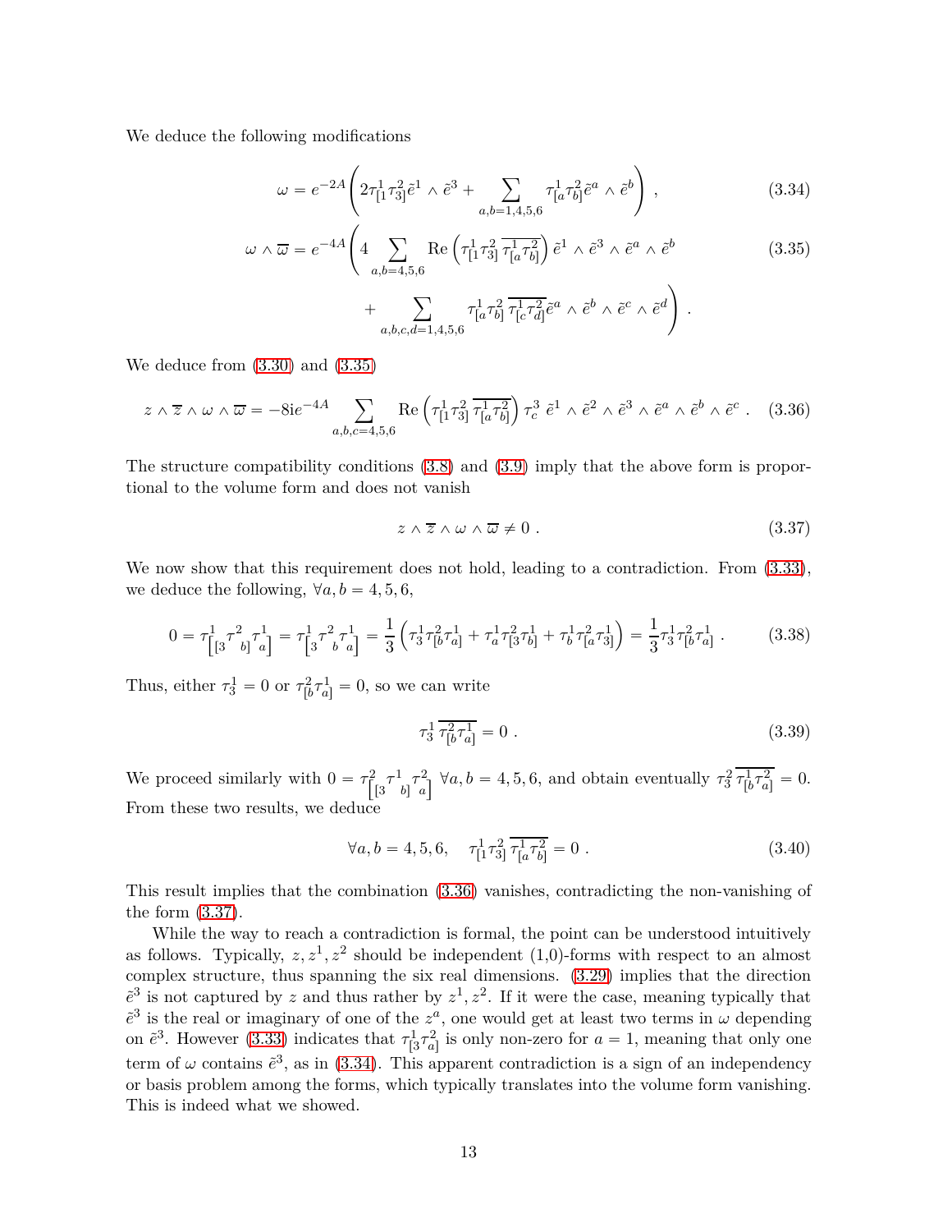We deduce the following modifications

$$
\omega = e^{-2A}\left(2\tau^1_{[1}\tau^2_{3]}\tilde{e}^1\wedge\tilde{e}^3 + \sum_{a,b=1,4,5,6}\tau^1_{[a}\tau^2_{b]}\tilde{e}^a\wedge\tilde{e}^b\right)\,, \tag{3.34}
$$

$$
\begin{aligned}
\omega\wedge\overline{\omega} = e^{-4A}\Bigg(&4\sum_{a,b=4,5,6}\mathrm{Re}\left(\tau^1_{[1}\tau^2_{3]}\,\overline{\tau^1_{[a}\tau^2_{b]}}\right)\tilde{e}^1\wedge\tilde{e}^3\wedge\tilde{e}^a\wedge\tilde{e}^b \\
&+\sum_{a,b,c,d=1,4,5,6}\tau^1_{[a}\tau^2_{b]}\,\overline{\tau^1_{[c}\tau^2_{d]}}\tilde{e}^a\wedge\tilde{e}^b\wedge\tilde{e}^c\wedge\tilde{e}^d\Bigg)\,.
\end{aligned} \tag{3.35}
$$

We deduce from (3.30) and (3.35)

$$
z\wedge\overline{z}\wedge\omega\wedge\overline{\omega} = -8ie^{-4A}\sum_{a,b,c=4,5,6}\mathrm{Re}\left(\tau^1_{[1}\tau^2_{3]}\,\overline{\tau^1_{[a}\tau^2_{b]}}\right)\tau^3_c\;\tilde{e}^1\wedge\tilde{e}^2\wedge\tilde{e}^3\wedge\tilde{e}^a\wedge\tilde{e}^b\wedge\tilde{e}^c\,. \tag{3.36}
$$

The structure compatibility conditions (3.8) and (3.9) imply that the above form is proportional to the volume form and does not vanish

$$
z\wedge\overline{z}\wedge\omega\wedge\overline{\omega}\neq 0\,. \tag{3.37}
$$

We now show that this requirement does not hold, leading to a contradiction. From (3.33), we deduce the following, $\forall a,b=4,5,6$,

$$
0=\tau^1_{\left[[3\right.}\tau^2_{\left.b\right]}\tau^1_{\left.a\right]} = \tau^1_{\left[3\right.}\tau^2_{\;b}\tau^1_{\left.a\right]} = \frac{1}{3}\left(\tau^1_3\tau^2_{[b}\tau^1_{a]}+\tau^1_a\tau^2_{[3}\tau^1_{b]}+\tau^1_b\tau^2_{[a}\tau^1_{3]}\right) = \frac{1}{3}\tau^1_3\tau^2_{[b}\tau^1_{a]}\,. \tag{3.38}
$$

Thus, either $\tau^1_3=0$ or $\tau^2_{[b}\tau^1_{a]}=0$, so we can write

$$
\tau^1_3\,\overline{\tau^2_{[b}\tau^1_{a]}}=0\,. \tag{3.39}
$$

We proceed similarly with $0=\tau^2_{\left[[3\right.}\tau^1_{\left.b\right]}\tau^2_{\left.a\right]}$ $\forall a,b=4,5,6$, and obtain eventually $\tau^2_3\,\overline{\tau^1_{[b}\tau^2_{a]}}=0$. From these two results, we deduce

$$
\forall a,b=4,5,6,\quad \tau^1_{[1}\tau^2_{3]}\,\overline{\tau^1_{[a}\tau^2_{b]}}=0\,. \tag{3.40}
$$

This result implies that the combination (3.36) vanishes, contradicting the non-vanishing of the form (3.37).

While the way to reach a contradiction is formal, the point can be understood intuitively as follows. Typically, $z, z^1, z^2$ should be independent (1,0)-forms with respect to an almost complex structure, thus spanning the six real dimensions. (3.29) implies that the direction $\tilde{e}^3$ is not captured by $z$ and thus rather by $z^1, z^2$. If it were the case, meaning typically that $\tilde{e}^3$ is the real or imaginary of one of the $z^a$, one would get at least two terms in $\omega$ depending on $\tilde{e}^3$. However (3.33) indicates that $\tau^1_{[3}\tau^2_{a]}$ is only non-zero for $a=1$, meaning that only one term of $\omega$ contains $\tilde{e}^3$, as in (3.34). This apparent contradiction is a sign of an independency or basis problem among the forms, which typically translates into the volume form vanishing. This is indeed what we showed.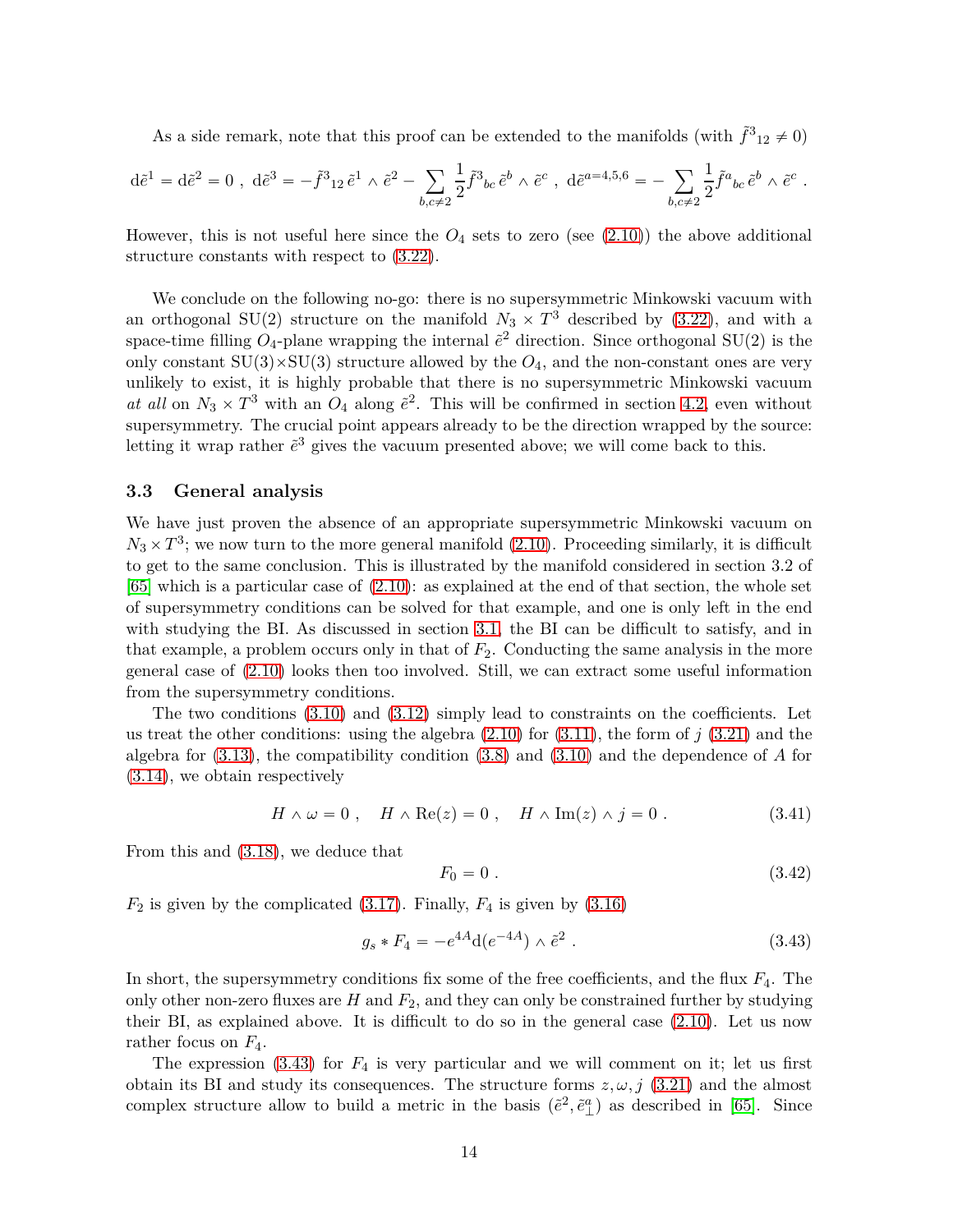As a side remark, note that this proof can be extended to the manifolds (with $\tilde{f}^3{}_{12} \neq 0$)

$$
\mathrm{d}\tilde{e}^1 = \mathrm{d}\tilde{e}^2 = 0 \ , \ \mathrm{d}\tilde{e}^3 = -\tilde{f}^3{}_{12}\, \tilde{e}^1 \wedge \tilde{e}^2 - \sum_{b,c\neq 2} \frac{1}{2} \tilde{f}^3{}_{bc}\, \tilde{e}^b \wedge \tilde{e}^c \ , \ \mathrm{d}\tilde{e}^{a=4,5,6} = - \sum_{b,c\neq 2} \frac{1}{2} \tilde{f}^a{}_{bc}\, \tilde{e}^b \wedge \tilde{e}^c \ .
$$

However, this is not useful here since the $O_4$ sets to zero (see (2.10)) the above additional structure constants with respect to (3.22).

We conclude on the following no-go: there is no supersymmetric Minkowski vacuum with an orthogonal SU(2) structure on the manifold $N_3 \times T^3$ described by (3.22), and with a space-time filling $O_4$-plane wrapping the internal $\tilde{e}^2$ direction. Since orthogonal SU(2) is the only constant SU(3)×SU(3) structure allowed by the $O_4$, and the non-constant ones are very unlikely to exist, it is highly probable that there is no supersymmetric Minkowski vacuum *at all* on $N_3 \times T^3$ with an $O_4$ along $\tilde{e}^2$. This will be confirmed in section 4.2, even without supersymmetry. The crucial point appears already to be the direction wrapped by the source: letting it wrap rather $\tilde{e}^3$ gives the vacuum presented above; we will come back to this.

### 3.3 General analysis

We have just proven the absence of an appropriate supersymmetric Minkowski vacuum on $N_3 \times T^3$; we now turn to the more general manifold (2.10). Proceeding similarly, it is difficult to get to the same conclusion. This is illustrated by the manifold considered in section 3.2 of [65] which is a particular case of (2.10): as explained at the end of that section, the whole set of supersymmetry conditions can be solved for that example, and one is only left in the end with studying the BI. As discussed in section 3.1, the BI can be difficult to satisfy, and in that example, a problem occurs only in that of $F_2$. Conducting the same analysis in the more general case of (2.10) looks then too involved. Still, we can extract some useful information from the supersymmetry conditions.

The two conditions (3.10) and (3.12) simply lead to constraints on the coefficients. Let us treat the other conditions: using the algebra (2.10) for (3.11), the form of $j$ (3.21) and the algebra for (3.13), the compatibility condition (3.8) and (3.10) and the dependence of $A$ for (3.14), we obtain respectively

$$
H \wedge \omega = 0 \ , \quad H \wedge \mathrm{Re}(z) = 0 \ , \quad H \wedge \mathrm{Im}(z) \wedge j = 0 \ . \tag{3.41}
$$

From this and (3.18), we deduce that

$$
F_0 = 0 \ . \tag{3.42}
$$

$F_2$ is given by the complicated (3.17). Finally, $F_4$ is given by (3.16)

$$
g_s * F_4 = -e^{4A} \mathrm{d}(e^{-4A}) \wedge \tilde{e}^2 \ . \tag{3.43}
$$

In short, the supersymmetry conditions fix some of the free coefficients, and the flux $F_4$. The only other non-zero fluxes are $H$ and $F_2$, and they can only be constrained further by studying their BI, as explained above. It is difficult to do so in the general case (2.10). Let us now rather focus on $F_4$.

The expression (3.43) for $F_4$ is very particular and we will comment on it; let us first obtain its BI and study its consequences. The structure forms $z, \omega, j$ (3.21) and the almost complex structure allow to build a metric in the basis $(\tilde{e}^2, \tilde{e}^a_\perp)$ as described in [65]. Since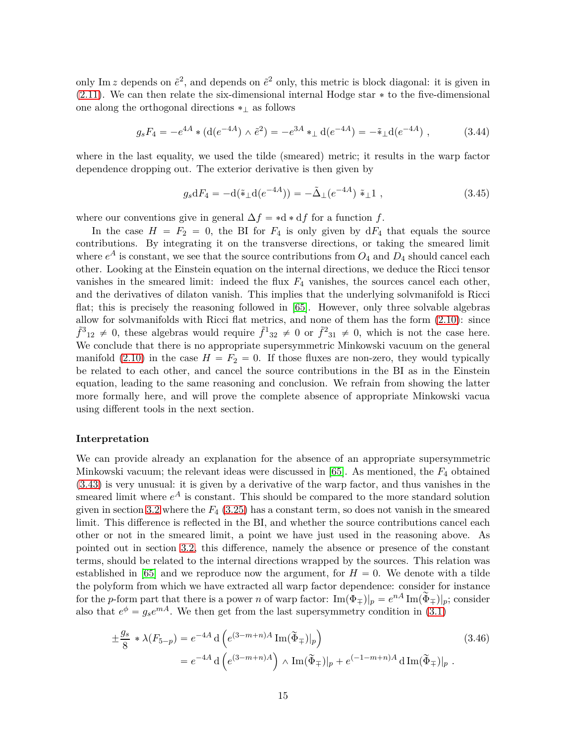only $\operatorname{Im} z$ depends on $\tilde{e}^2$, and depends on $\tilde{e}^2$ only, this metric is block diagonal: it is given in (2.11). We can then relate the six-dimensional internal Hodge star $*$ to the five-dimensional one along the orthogonal directions $*_\perp$ as follows

$$g_s F_4 = -e^{4A} * (\mathrm{d}(e^{-4A}) \wedge \tilde{e}^2) = -e^{3A} *_\perp \mathrm{d}(e^{-4A}) = -\tilde{*}_\perp \mathrm{d}(e^{-4A}) \ , \tag{3.44}$$

where in the last equality, we used the tilde (smeared) metric; it results in the warp factor dependence dropping out. The exterior derivative is then given by

$$g_s \mathrm{d}F_4 = -\mathrm{d}(\tilde{*}_\perp \mathrm{d}(e^{-4A})) = -\tilde{\Delta}_\perp (e^{-4A}) \ \tilde{*}_\perp 1 \ , \tag{3.45}$$

where our conventions give in general $\Delta f = * \mathrm{d} * \mathrm{d} f$ for a function $f$.

In the case $H = F_2 = 0$, the BI for $F_4$ is only given by $\mathrm{d}F_4$ that equals the source contributions. By integrating it on the transverse directions, or taking the smeared limit where $e^A$ is constant, we see that the source contributions from $O_4$ and $D_4$ should cancel each other. Looking at the Einstein equation on the internal directions, we deduce the Ricci tensor vanishes in the smeared limit: indeed the flux $F_4$ vanishes, the sources cancel each other, and the derivatives of dilaton vanish. This implies that the underlying solvmanifold is Ricci flat; this is precisely the reasoning followed in [65]. However, only three solvable algebras allow for solvmanifolds with Ricci flat metrics, and none of them has the form (2.10): since $\tilde{f}^3{}_{12} \neq 0$, these algebras would require $\tilde{f}^1{}_{32} \neq 0$ or $\tilde{f}^2{}_{31} \neq 0$, which is not the case here. We conclude that there is no appropriate supersymmetric Minkowski vacuum on the general manifold (2.10) in the case $H = F_2 = 0$. If those fluxes are non-zero, they would typically be related to each other, and cancel the source contributions in the BI as in the Einstein equation, leading to the same reasoning and conclusion. We refrain from showing the latter more formally here, and will prove the complete absence of appropriate Minkowski vacua using different tools in the next section.

**Interpretation**

We can provide already an explanation for the absence of an appropriate supersymmetric Minkowski vacuum; the relevant ideas were discussed in [65]. As mentioned, the $F_4$ obtained (3.43) is very unusual: it is given by a derivative of the warp factor, and thus vanishes in the smeared limit where $e^A$ is constant. This should be compared to the more standard solution given in section 3.2 where the $F_4$ (3.25) has a constant term, so does not vanish in the smeared limit. This difference is reflected in the BI, and whether the source contributions cancel each other or not in the smeared limit, a point we have just used in the reasoning above. As pointed out in section 3.2, this difference, namely the absence or presence of the constant terms, should be related to the internal directions wrapped by the sources. This relation was established in [65] and we reproduce now the argument, for $H = 0$. We denote with a tilde the polyform from which we have extracted all warp factor dependence: consider for instance for the $p$-form part that there is a power $n$ of warp factor: $\operatorname{Im}(\Phi_\mp)|_p = e^{nA} \operatorname{Im}(\widetilde{\Phi}_\mp)|_p$; consider also that $e^\phi = g_s e^{mA}$. We then get from the last supersymmetry condition in (3.1)

$$\begin{aligned}
\pm \frac{g_s}{8} * \lambda(F_{5-p}) &= e^{-4A} \, \mathrm{d}\left( e^{(3-m+n)A} \operatorname{Im}(\widetilde{\Phi}_\mp)|_p \right) \\
&= e^{-4A} \, \mathrm{d}\left( e^{(3-m+n)A} \right) \wedge \operatorname{Im}(\widetilde{\Phi}_\mp)|_p + e^{(-1-m+n)A} \, \mathrm{d} \operatorname{Im}(\widetilde{\Phi}_\mp)|_p \ .
\end{aligned} \tag{3.46}$$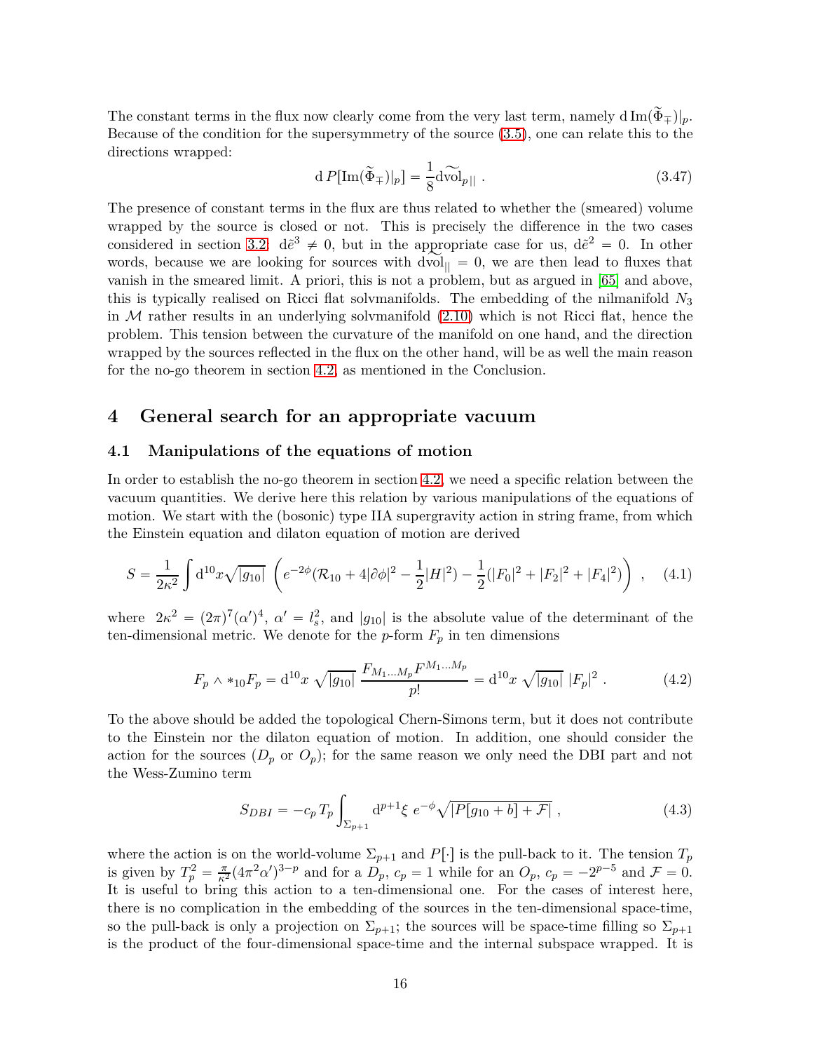The constant terms in the flux now clearly come from the very last term, namely $\mathrm{d}\,\mathrm{Im}(\widetilde{\Phi}_{\mp})|_p$. Because of the condition for the supersymmetry of the source (3.5), one can relate this to the directions wrapped:

$$
\mathrm{d}\, P[\mathrm{Im}(\widetilde{\Phi}_{\mp})|_p] = \frac{1}{8}\mathrm{d}\widetilde{\mathrm{vol}}_{p\,||} \ . \tag{3.47}
$$

The presence of constant terms in the flux are thus related to whether the (smeared) volume wrapped by the source is closed or not. This is precisely the difference in the two cases considered in section 3.2: $\mathrm{d}\tilde{e}^3 \neq 0$, but in the appropriate case for us, $\mathrm{d}\tilde{e}^2 = 0$. In other words, because we are looking for sources with $\mathrm{d}\widetilde{\mathrm{vol}}_{||} = 0$, we are then lead to fluxes that vanish in the smeared limit. A priori, this is not a problem, but as argued in [65] and above, this is typically realised on Ricci flat solvmanifolds. The embedding of the nilmanifold $N_3$ in $\mathcal{M}$ rather results in an underlying solvmanifold (2.10) which is not Ricci flat, hence the problem. This tension between the curvature of the manifold on one hand, and the direction wrapped by the sources reflected in the flux on the other hand, will be as well the main reason for the no-go theorem in section 4.2, as mentioned in the Conclusion.

# 4 General search for an appropriate vacuum

## 4.1 Manipulations of the equations of motion

In order to establish the no-go theorem in section 4.2, we need a specific relation between the vacuum quantities. We derive here this relation by various manipulations of the equations of motion. We start with the (bosonic) type IIA supergravity action in string frame, from which the Einstein equation and dilaton equation of motion are derived

$$
S = \frac{1}{2\kappa^2}\int \mathrm{d}^{10}x\sqrt{|g_{10}|}\ \left(e^{-2\phi}(\mathcal{R}_{10} + 4|\partial\phi|^2 - \frac{1}{2}|H|^2) - \frac{1}{2}(|F_0|^2 + |F_2|^2 + |F_4|^2)\right) \ , \tag{4.1}
$$

where $2\kappa^2 = (2\pi)^7(\alpha')^4$, $\alpha' = l_s^2$, and $|g_{10}|$ is the absolute value of the determinant of the ten-dimensional metric. We denote for the $p$-form $F_p$ in ten dimensions

$$
F_p \wedge *_{10} F_p = \mathrm{d}^{10}x\ \sqrt{|g_{10}|}\ \frac{F_{M_1\dots M_p}F^{M_1\dots M_p}}{p!} = \mathrm{d}^{10}x\ \sqrt{|g_{10}|}\ |F_p|^2 \ . \tag{4.2}
$$

To the above should be added the topological Chern-Simons term, but it does not contribute to the Einstein nor the dilaton equation of motion. In addition, one should consider the action for the sources ($D_p$ or $O_p$); for the same reason we only need the DBI part and not the Wess-Zumino term

$$
S_{DBI} = -c_p\, T_p \int_{\Sigma_{p+1}} \mathrm{d}^{p+1}\xi\ e^{-\phi}\sqrt{|P[g_{10} + b] + \mathcal{F}|} \ , \tag{4.3}
$$

where the action is on the world-volume $\Sigma_{p+1}$ and $P[\cdot]$ is the pull-back to it. The tension $T_p$ is given by $T_p^2 = \frac{\pi}{\kappa^2}(4\pi^2\alpha')^{3-p}$ and for a $D_p$, $c_p = 1$ while for an $O_p$, $c_p = -2^{p-5}$ and $\mathcal{F} = 0$. It is useful to bring this action to a ten-dimensional one. For the cases of interest here, there is no complication in the embedding of the sources in the ten-dimensional space-time, so the pull-back is only a projection on $\Sigma_{p+1}$; the sources will be space-time filling so $\Sigma_{p+1}$ is the product of the four-dimensional space-time and the internal subspace wrapped. It is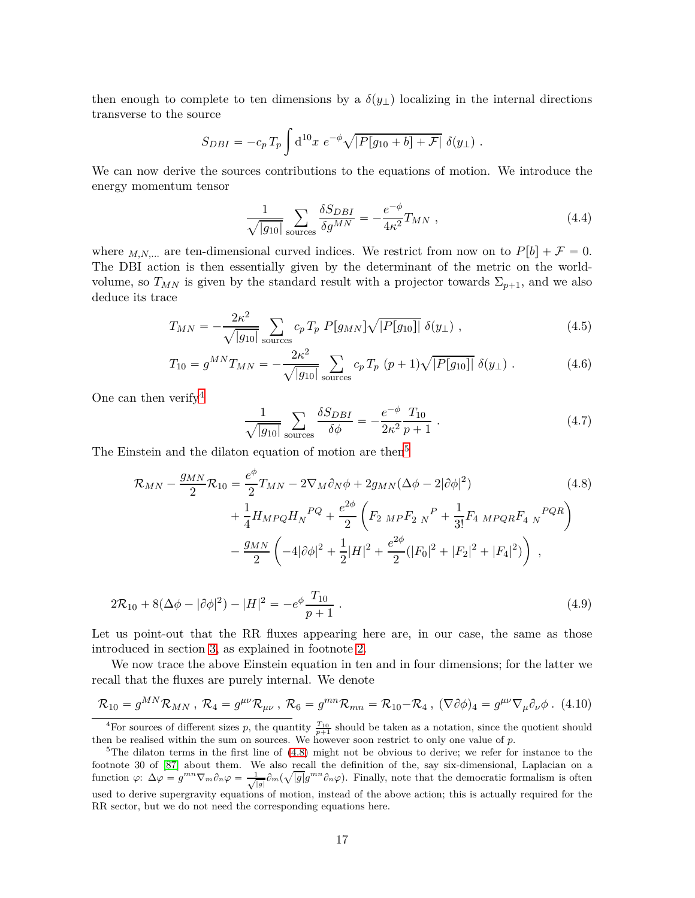then enough to complete to ten dimensions by a $\delta(y_\perp)$ localizing in the internal directions transverse to the source

$$S_{DBI} = -c_p\, T_p \int \mathrm{d}^{10}x\ e^{-\phi} \sqrt{|P[g_{10}+b]+\mathcal{F}|}\ \delta(y_\perp)\ .$$

We can now derive the sources contributions to the equations of motion. We introduce the energy momentum tensor

$$\frac{1}{\sqrt{|g_{10}|}} \sum_{\text{sources}} \frac{\delta S_{DBI}}{\delta g^{MN}} = -\frac{e^{-\phi}}{4\kappa^2} T_{MN}\ , \tag{4.4}$$

where ${}_{M,N,\dots}$ are ten-dimensional curved indices. We restrict from now on to $P[b]+\mathcal{F}=0$. The DBI action is then essentially given by the determinant of the metric on the world-volume, so $T_{MN}$ is given by the standard result with a projector towards $\Sigma_{p+1}$, and we also deduce its trace

$$T_{MN} = -\frac{2\kappa^2}{\sqrt{|g_{10}|}} \sum_{\text{sources}} c_p\, T_p\ P[g_{MN}]\sqrt{|P[g_{10}]|}\ \delta(y_\perp)\ , \tag{4.5}$$

$$T_{10} = g^{MN} T_{MN} = -\frac{2\kappa^2}{\sqrt{|g_{10}|}} \sum_{\text{sources}} c_p\, T_p\ (p+1)\sqrt{|P[g_{10}]|}\ \delta(y_\perp)\ . \tag{4.6}$$

One can then verify[4]

$$\frac{1}{\sqrt{|g_{10}|}} \sum_{\text{sources}} \frac{\delta S_{DBI}}{\delta \phi} = -\frac{e^{-\phi}}{2\kappa^2} \frac{T_{10}}{p+1}\ . \tag{4.7}$$

The Einstein and the dilaton equation of motion are then[5]

$$\begin{aligned} \mathcal{R}_{MN} - \frac{g_{MN}}{2}\mathcal{R}_{10} = {} & \frac{e^{\phi}}{2} T_{MN} - 2\nabla_M \partial_N \phi + 2 g_{MN}(\Delta\phi - 2|\partial\phi|^2) \\ & + \frac{1}{4} H_{MPQ} H_N{}^{PQ} + \frac{e^{2\phi}}{2}\left( F_{2\ MP} F_{2\ N}{}^{P} + \frac{1}{3!} F_{4\ MPQR} F_{4\ N}{}^{PQR} \right) \\ & - \frac{g_{MN}}{2}\left( -4|\partial\phi|^2 + \frac{1}{2}|H|^2 + \frac{e^{2\phi}}{2}(|F_0|^2 + |F_2|^2 + |F_4|^2) \right)\ , \end{aligned} \tag{4.8}$$

$$2\mathcal{R}_{10} + 8(\Delta\phi - |\partial\phi|^2) - |H|^2 = -e^{\phi}\frac{T_{10}}{p+1}\ . \tag{4.9}$$

Let us point-out that the RR fluxes appearing here are, in our case, the same as those introduced in section 3, as explained in footnote 2.

We now trace the above Einstein equation in ten and in four dimensions; for the latter we recall that the fluxes are purely internal. We denote

$$\mathcal{R}_{10} = g^{MN}\mathcal{R}_{MN}\ ,\ \mathcal{R}_4 = g^{\mu\nu}\mathcal{R}_{\mu\nu}\ ,\ \mathcal{R}_6 = g^{mn}\mathcal{R}_{mn} = \mathcal{R}_{10} - \mathcal{R}_4\ ,\ (\nabla\partial\phi)_4 = g^{\mu\nu}\nabla_\mu\partial_\nu\phi\,. \tag{4.10}$$

---

[4] For sources of different sizes $p$, the quantity $\frac{T_{10}}{p+1}$ should be taken as a notation, since the quotient should then be realised within the sum on sources. We however soon restrict to only one value of $p$.

[5] The dilaton terms in the first line of (4.8) might not be obvious to derive; we refer for instance to the footnote 30 of [87] about them. We also recall the definition of the, say six-dimensional, Laplacian on a function $\varphi$: $\Delta\varphi = g^{mn}\nabla_m\partial_n\varphi = \frac{1}{\sqrt{|g|}}\partial_m(\sqrt{|g|}g^{mn}\partial_n\varphi)$. Finally, note that the democratic formalism is often used to derive supergravity equations of motion, instead of the above action; this is actually required for the RR sector, but we do not need the corresponding equations here.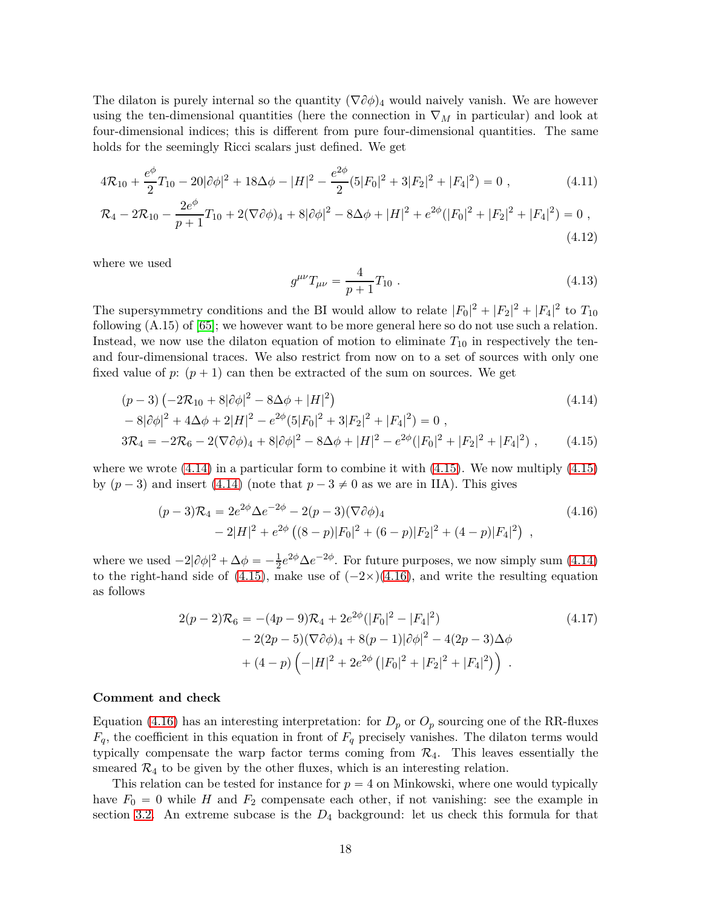The dilaton is purely internal so the quantity $(\nabla\partial\phi)_4$ would naively vanish. We are however using the ten-dimensional quantities (here the connection in $\nabla_M$ in particular) and look at four-dimensional indices; this is different from pure four-dimensional quantities. The same holds for the seemingly Ricci scalars just defined. We get

$$4\mathcal{R}_{10} + \frac{e^{\phi}}{2} T_{10} - 20|\partial\phi|^2 + 18\Delta\phi - |H|^2 - \frac{e^{2\phi}}{2}(5|F_0|^2 + 3|F_2|^2 + |F_4|^2) = 0 \ , \tag{4.11}$$

$$\mathcal{R}_4 - 2\mathcal{R}_{10} - \frac{2e^{\phi}}{p+1} T_{10} + 2(\nabla\partial\phi)_4 + 8|\partial\phi|^2 - 8\Delta\phi + |H|^2 + e^{2\phi}(|F_0|^2 + |F_2|^2 + |F_4|^2) = 0 \ , \tag{4.12}$$

where we used

$$g^{\mu\nu} T_{\mu\nu} = \frac{4}{p+1} T_{10} \ . \tag{4.13}$$

The supersymmetry conditions and the BI would allow to relate $|F_0|^2 + |F_2|^2 + |F_4|^2$ to $T_{10}$ following (A.15) of [65]; we however want to be more general here so do not use such a relation. Instead, we now use the dilaton equation of motion to eliminate $T_{10}$ in respectively the ten- and four-dimensional traces. We also restrict from now on to a set of sources with only one fixed value of $p$: $(p+1)$ can then be extracted of the sum on sources. We get

$$\begin{aligned}
&(p-3)\left(-2\mathcal{R}_{10} + 8|\partial\phi|^2 - 8\Delta\phi + |H|^2\right) \\
&\quad - 8|\partial\phi|^2 + 4\Delta\phi + 2|H|^2 - e^{2\phi}(5|F_0|^2 + 3|F_2|^2 + |F_4|^2) = 0 \ ,
\end{aligned} \tag{4.14}$$

$$3\mathcal{R}_4 = -2\mathcal{R}_6 - 2(\nabla\partial\phi)_4 + 8|\partial\phi|^2 - 8\Delta\phi + |H|^2 - e^{2\phi}(|F_0|^2 + |F_2|^2 + |F_4|^2) \ , \tag{4.15}$$

where we wrote (4.14) in a particular form to combine it with (4.15). We now multiply (4.15) by $(p-3)$ and insert (4.14) (note that $p-3 \neq 0$ as we are in IIA). This gives

$$\begin{aligned}
(p-3)\mathcal{R}_4 = &\ 2e^{2\phi}\Delta e^{-2\phi} - 2(p-3)(\nabla\partial\phi)_4 \\
&- 2|H|^2 + e^{2\phi}\left((8-p)|F_0|^2 + (6-p)|F_2|^2 + (4-p)|F_4|^2\right) \ ,
\end{aligned} \tag{4.16}$$

where we used $-2|\partial\phi|^2 + \Delta\phi = -\frac{1}{2}e^{2\phi}\Delta e^{-2\phi}$. For future purposes, we now simply sum (4.14) to the right-hand side of (4.15), make use of $(-2\times)$(4.16), and write the resulting equation as follows

$$\begin{aligned}
2(p-2)\mathcal{R}_6 = &-(4p-9)\mathcal{R}_4 + 2e^{2\phi}(|F_0|^2 - |F_4|^2) \\
&- 2(2p-5)(\nabla\partial\phi)_4 + 8(p-1)|\partial\phi|^2 - 4(2p-3)\Delta\phi \\
&+ (4-p)\left(-|H|^2 + 2e^{2\phi}\left(|F_0|^2 + |F_2|^2 + |F_4|^2\right)\right) \ .
\end{aligned} \tag{4.17}$$

**Comment and check**

Equation (4.16) has an interesting interpretation: for $D_p$ or $O_p$ sourcing one of the RR-fluxes $F_q$, the coefficient in this equation in front of $F_q$ precisely vanishes. The dilaton terms would typically compensate the warp factor terms coming from $\mathcal{R}_4$. This leaves essentially the smeared $\mathcal{R}_4$ to be given by the other fluxes, which is an interesting relation.

This relation can be tested for instance for $p=4$ on Minkowski, where one would typically have $F_0 = 0$ while $H$ and $F_2$ compensate each other, if not vanishing: see the example in section 3.2. An extreme subcase is the $D_4$ background: let us check this formula for that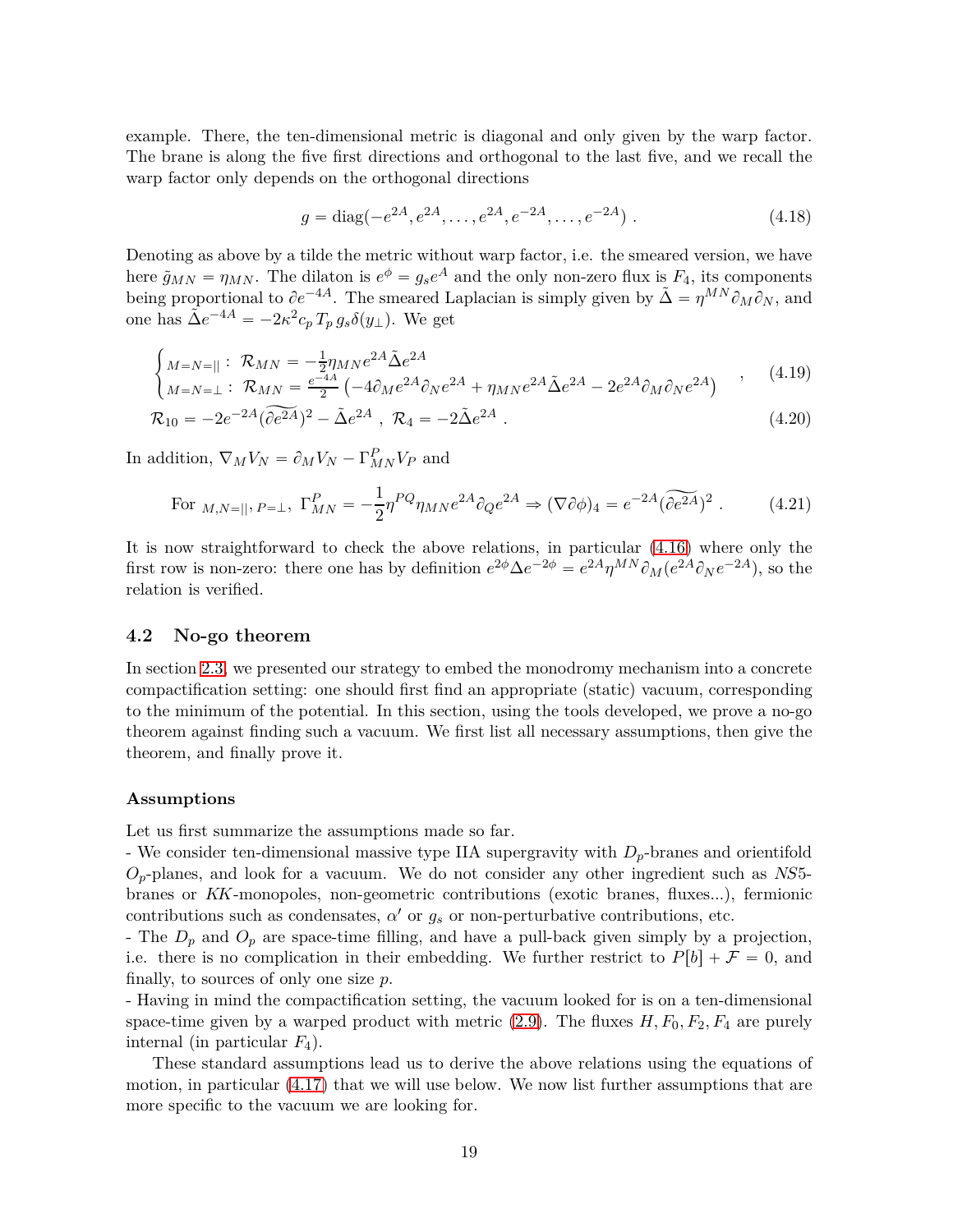example. There, the ten-dimensional metric is diagonal and only given by the warp factor. The brane is along the five first directions and orthogonal to the last five, and we recall the warp factor only depends on the orthogonal directions

$$g = \mathrm{diag}(-e^{2A}, e^{2A}, \dots, e^{2A}, e^{-2A}, \dots, e^{-2A}) \ . \tag{4.18}$$

Denoting as above by a tilde the metric without warp factor, i.e. the smeared version, we have here $\tilde{g}_{MN} = \eta_{MN}$. The dilaton is $e^{\phi} = g_s e^{A}$ and the only non-zero flux is $F_4$, its components being proportional to $\partial e^{-4A}$. The smeared Laplacian is simply given by $\tilde{\Delta} = \eta^{MN}\partial_M \partial_N$, and one has $\tilde{\Delta} e^{-4A} = -2\kappa^2 c_p T_p\, g_s \delta(y_\perp)$. We get

$$\begin{cases} {}_{M=N=||}: \ \mathcal{R}_{MN} = -\frac{1}{2}\eta_{MN} e^{2A} \tilde{\Delta} e^{2A} \\ {}_{M=N=\perp}: \ \mathcal{R}_{MN} = \frac{e^{-4A}}{2}\left(-4\partial_M e^{2A}\partial_N e^{2A} + \eta_{MN} e^{2A}\tilde{\Delta} e^{2A} - 2e^{2A}\partial_M \partial_N e^{2A}\right) \end{cases} , \tag{4.19}$$

$$\mathcal{R}_{10} = -2e^{-2A}(\widetilde{\partial e^{2A}})^2 - \tilde{\Delta} e^{2A} \ , \ \mathcal{R}_4 = -2\tilde{\Delta} e^{2A} \ . \tag{4.20}$$

In addition, $\nabla_M V_N = \partial_M V_N - \Gamma^P_{MN} V_P$ and

$$\text{For }_{M,N=||,\, P=\perp}, \ \Gamma^P_{MN} = -\frac{1}{2}\eta^{PQ}\eta_{MN} e^{2A}\partial_Q e^{2A} \Rightarrow (\nabla \partial \phi)_4 = e^{-2A}(\widetilde{\partial e^{2A}})^2 \ . \tag{4.21}$$

It is now straightforward to check the above relations, in particular (4.16) where only the first row is non-zero: there one has by definition $e^{2\phi}\Delta e^{-2\phi} = e^{2A}\eta^{MN}\partial_M(e^{2A}\partial_N e^{-2A})$, so the relation is verified.

## 4.2 No-go theorem

In section 2.3, we presented our strategy to embed the monodromy mechanism into a concrete compactification setting: one should first find an appropriate (static) vacuum, corresponding to the minimum of the potential. In this section, using the tools developed, we prove a no-go theorem against finding such a vacuum. We first list all necessary assumptions, then give the theorem, and finally prove it.

### Assumptions

Let us first summarize the assumptions made so far.

- We consider ten-dimensional massive type IIA supergravity with $D_p$-branes and orientifold $O_p$-planes, and look for a vacuum. We do not consider any other ingredient such as $NS5$-branes or $KK$-monopoles, non-geometric contributions (exotic branes, fluxes...), fermionic contributions such as condensates, $\alpha'$ or $g_s$ or non-perturbative contributions, etc.
- The $D_p$ and $O_p$ are space-time filling, and have a pull-back given simply by a projection, i.e. there is no complication in their embedding. We further restrict to $P[b] + \mathcal{F} = 0$, and finally, to sources of only one size $p$.
- Having in mind the compactification setting, the vacuum looked for is on a ten-dimensional space-time given by a warped product with metric (2.9). The fluxes $H, F_0, F_2, F_4$ are purely internal (in particular $F_4$).

These standard assumptions lead us to derive the above relations using the equations of motion, in particular (4.17) that we will use below. We now list further assumptions that are more specific to the vacuum we are looking for.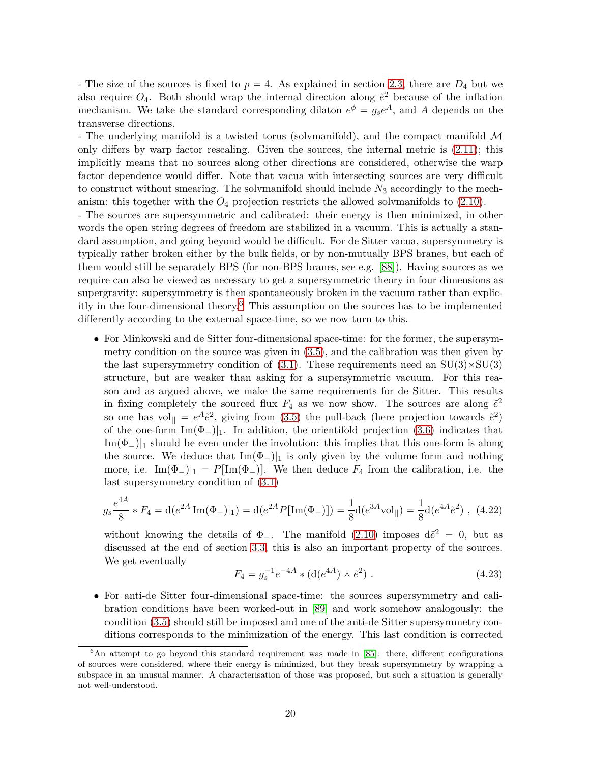- The size of the sources is fixed to $p = 4$. As explained in section 2.3, there are $D_4$ but we also require $O_4$. Both should wrap the internal direction along $\tilde{e}^2$ because of the inflation mechanism. We take the standard corresponding dilaton $e^{\phi} = g_s e^A$, and $A$ depends on the transverse directions.

- The underlying manifold is a twisted torus (solvmanifold), and the compact manifold $\mathcal{M}$ only differs by warp factor rescaling. Given the sources, the internal metric is (2.11); this implicitly means that no sources along other directions are considered, otherwise the warp factor dependence would differ. Note that vacua with intersecting sources are very difficult to construct without smearing. The solvmanifold should include $N_3$ accordingly to the mechanism: this together with the $O_4$ projection restricts the allowed solvmanifolds to (2.10).

- The sources are supersymmetric and calibrated: their energy is then minimized, in other words the open string degrees of freedom are stabilized in a vacuum. This is actually a standard assumption, and going beyond would be difficult. For de Sitter vacua, supersymmetry is typically rather broken either by the bulk fields, or by non-mutually BPS branes, but each of them would still be separately BPS (for non-BPS branes, see e.g. [88]). Having sources as we require can also be viewed as necessary to get a supersymmetric theory in four dimensions as supergravity: supersymmetry is then spontaneously broken in the vacuum rather than explicitly in the four-dimensional theory.[6] This assumption on the sources has to be implemented differently according to the external space-time, so we now turn to this.

- For Minkowski and de Sitter four-dimensional space-time: for the former, the supersymmetry condition on the source was given in (3.5), and the calibration was then given by the last supersymmetry condition of (3.1). These requirements need an $\mathrm{SU}(3)\times\mathrm{SU}(3)$ structure, but are weaker than asking for a supersymmetric vacuum. For this reason and as argued above, we make the same requirements for de Sitter. This results in fixing completely the sourced flux $F_4$ as we now show. The sources are along $\tilde{e}^2$ so one has $\mathrm{vol}_{||} = e^A \tilde{e}^2$, giving from (3.5) the pull-back (here projection towards $\tilde{e}^2$) of the one-form $\mathrm{Im}(\Phi_-)|_1$. In addition, the orientifold projection (3.6) indicates that $\mathrm{Im}(\Phi_-)|_1$ should be even under the involution: this implies that this one-form is along the source. We deduce that $\mathrm{Im}(\Phi_-)|_1$ is only given by the volume form and nothing more, i.e. $\mathrm{Im}(\Phi_-)|_1 = P[\mathrm{Im}(\Phi_-)]$. We then deduce $F_4$ from the calibration, i.e. the last supersymmetry condition of (3.1)

$$g_s \frac{e^{4A}}{8} * F_4 = \mathrm{d}(e^{2A}\,\mathrm{Im}(\Phi_-)|_1) = \mathrm{d}(e^{2A} P[\mathrm{Im}(\Phi_-)]) = \frac{1}{8}\mathrm{d}(e^{3A}\mathrm{vol}_{||}) = \frac{1}{8}\mathrm{d}(e^{4A}\tilde{e}^2) \ , \quad (4.22)$$

without knowing the details of $\Phi_-$. The manifold (2.10) imposes $\mathrm{d}\tilde{e}^2 = 0$, but as discussed at the end of section 3.3, this is also an important property of the sources. We get eventually

$$F_4 = g_s^{-1} e^{-4A} * (\mathrm{d}(e^{4A}) \wedge \tilde{e}^2) \ . \quad (4.23)$$

- For anti-de Sitter four-dimensional space-time: the sources supersymmetry and calibration conditions have been worked-out in [89] and work somehow analogously: the condition (3.5) should still be imposed and one of the anti-de Sitter supersymmetry conditions corresponds to the minimization of the energy. This last condition is corrected

[6] An attempt to go beyond this standard requirement was made in [85]: there, different configurations of sources were considered, where their energy is minimized, but they break supersymmetry by wrapping a subspace in an unusual manner. A characterisation of those was proposed, but such a situation is generally not well-understood.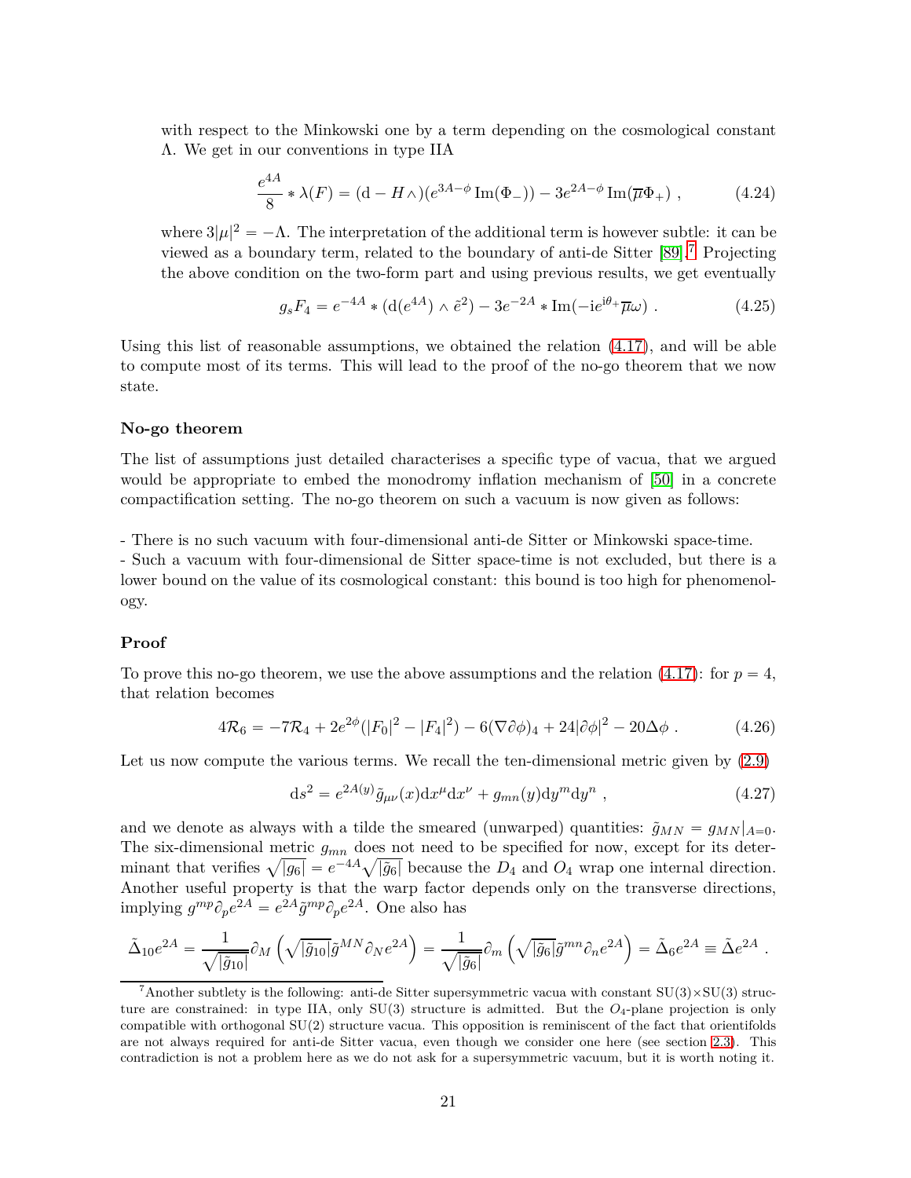with respect to the Minkowski one by a term depending on the cosmological constant $\Lambda$. We get in our conventions in type IIA

$$\frac{e^{4A}}{8} * \lambda(F) = (\mathrm{d} - H\wedge)(e^{3A-\phi}\,\mathrm{Im}(\Phi_-)) - 3e^{2A-\phi}\,\mathrm{Im}(\overline{\mu}\Phi_+) \ , \tag{4.24}$$

where $3|\mu|^2 = -\Lambda$. The interpretation of the additional term is however subtle: it can be viewed as a boundary term, related to the boundary of anti-de Sitter [89].[7] Projecting the above condition on the two-form part and using previous results, we get eventually

$$g_s F_4 = e^{-4A} * (\mathrm{d}(e^{4A}) \wedge \tilde{e}^2) - 3e^{-2A} * \mathrm{Im}(-\mathrm{i}e^{\mathrm{i}\theta_+}\overline{\mu}\omega) \ . \tag{4.25}$$

Using this list of reasonable assumptions, we obtained the relation (4.17), and will be able to compute most of its terms. This will lead to the proof of the no-go theorem that we now state.

### No-go theorem

The list of assumptions just detailed characterises a specific type of vacua, that we argued would be appropriate to embed the monodromy inflation mechanism of [50] in a concrete compactification setting. The no-go theorem on such a vacuum is now given as follows:

- There is no such vacuum with four-dimensional anti-de Sitter or Minkowski space-time.
- Such a vacuum with four-dimensional de Sitter space-time is not excluded, but there is a lower bound on the value of its cosmological constant: this bound is too high for phenomenology.

### Proof

To prove this no-go theorem, we use the above assumptions and the relation (4.17): for $p = 4$, that relation becomes

$$4\mathcal{R}_6 = -7\mathcal{R}_4 + 2e^{2\phi}(|F_0|^2 - |F_4|^2) - 6(\nabla\partial\phi)_4 + 24|\partial\phi|^2 - 20\Delta\phi \ . \tag{4.26}$$

Let us now compute the various terms. We recall the ten-dimensional metric given by (2.9)

$$\mathrm{d}s^2 = e^{2A(y)}\tilde{g}_{\mu\nu}(x)\mathrm{d}x^\mu \mathrm{d}x^\nu + g_{mn}(y)\mathrm{d}y^m \mathrm{d}y^n \ , \tag{4.27}$$

and we denote as always with a tilde the smeared (unwarped) quantities: $\tilde{g}_{MN} = g_{MN}|_{A=0}$. The six-dimensional metric $g_{mn}$ does not need to be specified for now, except for its determinant that verifies $\sqrt{|g_6|} = e^{-4A}\sqrt{|\tilde{g}_6|}$ because the $D_4$ and $O_4$ wrap one internal direction. Another useful property is that the warp factor depends only on the transverse directions, implying $g^{mp}\partial_p e^{2A} = e^{2A}\tilde{g}^{mp}\partial_p e^{2A}$. One also has

$$\tilde{\Delta}_{10} e^{2A} = \frac{1}{\sqrt{|\tilde{g}_{10}|}}\partial_M\left(\sqrt{|\tilde{g}_{10}|}\tilde{g}^{MN}\partial_N e^{2A}\right) = \frac{1}{\sqrt{|\tilde{g}_6|}}\partial_m\left(\sqrt{|\tilde{g}_6|}\tilde{g}^{mn}\partial_n e^{2A}\right) = \tilde{\Delta}_6 e^{2A} \equiv \tilde{\Delta} e^{2A} \ .$$

[7] Another subtlety is the following: anti-de Sitter supersymmetric vacua with constant SU(3)×SU(3) structure are constrained: in type IIA, only SU(3) structure is admitted. But the $O_4$-plane projection is only compatible with orthogonal SU(2) structure vacua. This opposition is reminiscent of the fact that orientifolds are not always required for anti-de Sitter vacua, even though we consider one here (see section 2.3). This contradiction is not a problem here as we do not ask for a supersymmetric vacuum, but it is worth noting it.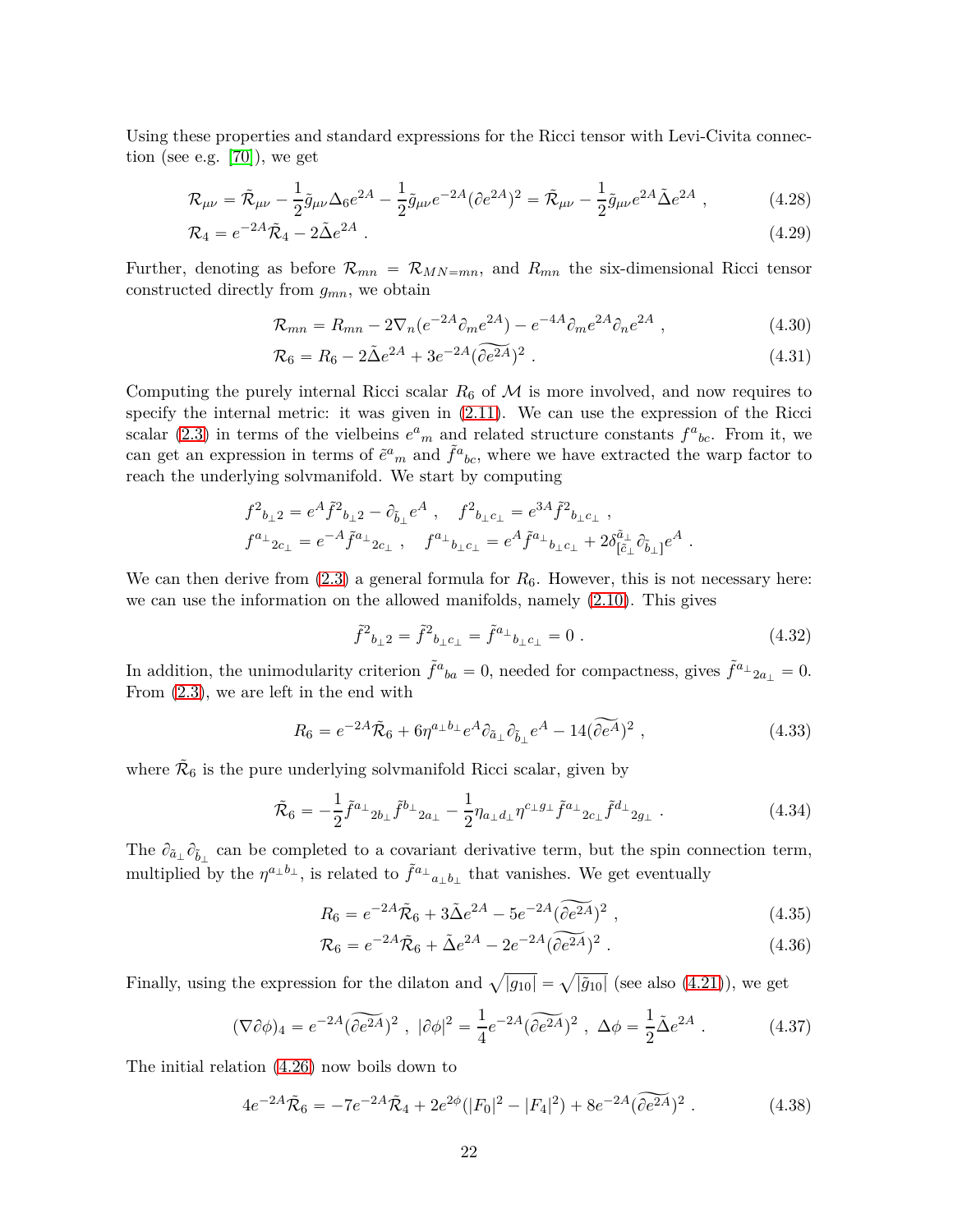Using these properties and standard expressions for the Ricci tensor with Levi-Civita connection (see e.g. [70]), we get

$$\mathcal{R}_{\mu\nu} = \tilde{\mathcal{R}}_{\mu\nu} - \frac{1}{2}\tilde{g}_{\mu\nu}\Delta_6 e^{2A} - \frac{1}{2}\tilde{g}_{\mu\nu}e^{-2A}(\partial e^{2A})^2 = \tilde{\mathcal{R}}_{\mu\nu} - \frac{1}{2}\tilde{g}_{\mu\nu}e^{2A}\tilde{\Delta}e^{2A} \ , \tag{4.28}$$

$$\mathcal{R}_4 = e^{-2A}\tilde{\mathcal{R}}_4 - 2\tilde{\Delta}e^{2A} \ . \tag{4.29}$$

Further, denoting as before $\mathcal{R}_{mn} = \mathcal{R}_{MN=mn}$, and $R_{mn}$ the six-dimensional Ricci tensor constructed directly from $g_{mn}$, we obtain

$$\mathcal{R}_{mn} = R_{mn} - 2\nabla_n(e^{-2A}\partial_m e^{2A}) - e^{-4A}\partial_m e^{2A}\partial_n e^{2A} \ , \tag{4.30}$$

$$\mathcal{R}_6 = R_6 - 2\tilde{\Delta}e^{2A} + 3e^{-2A}(\widetilde{\partial e^{2A}})^2 \ . \tag{4.31}$$

Computing the purely internal Ricci scalar $R_6$ of $\mathcal{M}$ is more involved, and now requires to specify the internal metric: it was given in (2.11). We can use the expression of the Ricci scalar (2.3) in terms of the vielbeins $e^a{}_m$ and related structure constants $f^a{}_{bc}$. From it, we can get an expression in terms of $\tilde{e}^a{}_m$ and $\tilde{f}^a{}_{bc}$, where we have extracted the warp factor to reach the underlying solvmanifold. We start by computing

$$f^2{}_{b_\perp 2} = e^A \tilde{f}^2{}_{b_\perp 2} - \partial_{\tilde{b}_\perp} e^A \ , \quad f^2{}_{b_\perp c_\perp} = e^{3A}\tilde{f}^2{}_{b_\perp c_\perp} \ ,$$
$$f^{a_\perp}{}_{2c_\perp} = e^{-A}\tilde{f}^{a_\perp}{}_{2c_\perp} \ , \quad f^{a_\perp}{}_{b_\perp c_\perp} = e^A \tilde{f}^{a_\perp}{}_{b_\perp c_\perp} + 2\delta^{\tilde{a}_\perp}_{[\tilde{c}_\perp}\partial_{\tilde{b}_\perp]}e^A \ .$$

We can then derive from (2.3) a general formula for $R_6$. However, this is not necessary here: we can use the information on the allowed manifolds, namely (2.10). This gives

$$\tilde{f}^2{}_{b_\perp 2} = \tilde{f}^2{}_{b_\perp c_\perp} = \tilde{f}^{a_\perp}{}_{b_\perp c_\perp} = 0 \ . \tag{4.32}$$

In addition, the unimodularity criterion $\tilde{f}^a{}_{ba} = 0$, needed for compactness, gives $\tilde{f}^{a_\perp}{}_{2a_\perp} = 0$. From (2.3), we are left in the end with

$$R_6 = e^{-2A}\tilde{\mathcal{R}}_6 + 6\eta^{a_\perp b_\perp}e^A\partial_{\tilde{a}_\perp}\partial_{\tilde{b}_\perp}e^A - 14(\widetilde{\partial e^A})^2 \ , \tag{4.33}$$

where $\tilde{\mathcal{R}}_6$ is the pure underlying solvmanifold Ricci scalar, given by

$$\tilde{\mathcal{R}}_6 = -\frac{1}{2}\tilde{f}^{a_\perp}{}_{2b_\perp}\tilde{f}^{b_\perp}{}_{2a_\perp} - \frac{1}{2}\eta_{a_\perp d_\perp}\eta^{c_\perp g_\perp}\tilde{f}^{a_\perp}{}_{2c_\perp}\tilde{f}^{d_\perp}{}_{2g_\perp} \ . \tag{4.34}$$

The $\partial_{\tilde{a}_\perp}\partial_{\tilde{b}_\perp}$ can be completed to a covariant derivative term, but the spin connection term, multiplied by the $\eta^{a_\perp b_\perp}$, is related to $\tilde{f}^{a_\perp}{}_{a_\perp b_\perp}$ that vanishes. We get eventually

$$R_6 = e^{-2A}\tilde{\mathcal{R}}_6 + 3\tilde{\Delta}e^{2A} - 5e^{-2A}(\widetilde{\partial e^{2A}})^2 \ , \tag{4.35}$$

$$\mathcal{R}_6 = e^{-2A}\tilde{\mathcal{R}}_6 + \tilde{\Delta}e^{2A} - 2e^{-2A}(\widetilde{\partial e^{2A}})^2 \ . \tag{4.36}$$

Finally, using the expression for the dilaton and $\sqrt{|g_{10}|} = \sqrt{|\tilde{g}_{10}|}$ (see also (4.21)), we get

$$(\nabla\partial\phi)_4 = e^{-2A}(\widetilde{\partial e^{2A}})^2 \ , \ |\partial\phi|^2 = \frac{1}{4}e^{-2A}(\widetilde{\partial e^{2A}})^2 \ , \ \Delta\phi = \frac{1}{2}\tilde{\Delta}e^{2A} \ . \tag{4.37}$$

The initial relation (4.26) now boils down to

$$4e^{-2A}\tilde{\mathcal{R}}_6 = -7e^{-2A}\tilde{\mathcal{R}}_4 + 2e^{2\phi}(|F_0|^2 - |F_4|^2) + 8e^{-2A}(\widetilde{\partial e^{2A}})^2 \ . \tag{4.38}$$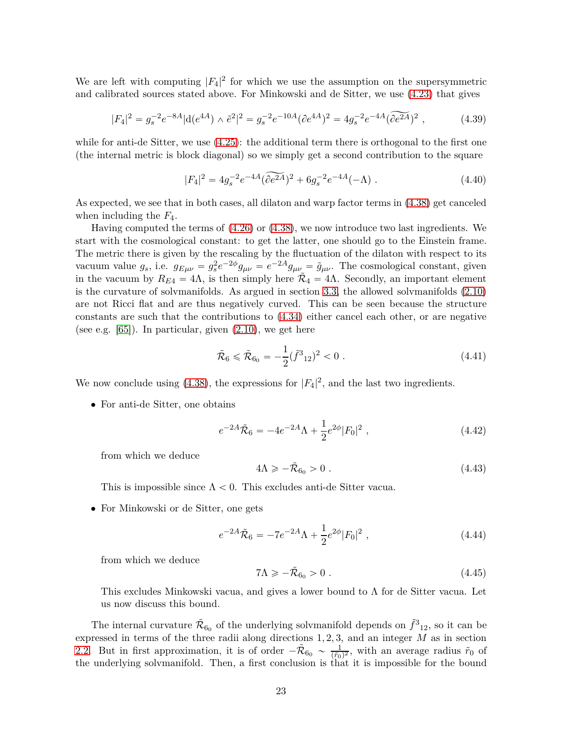We are left with computing $|F_4|^2$ for which we use the assumption on the supersymmetric and calibrated sources stated above. For Minkowski and de Sitter, we use (4.23) that gives

$$|F_4|^2 = g_s^{-2} e^{-8A} |\mathrm{d}(e^{4A}) \wedge \tilde{e}^2|^2 = g_s^{-2} e^{-10A} (\partial e^{4A})^2 = 4 g_s^{-2} e^{-4A} (\widetilde{\partial e^{2A}})^2 \ , \tag{4.39}$$

while for anti-de Sitter, we use (4.25): the additional term there is orthogonal to the first one (the internal metric is block diagonal) so we simply get a second contribution to the square

$$|F_4|^2 = 4 g_s^{-2} e^{-4A} (\widetilde{\partial e^{2A}})^2 + 6 g_s^{-2} e^{-4A} (-\Lambda) \ . \tag{4.40}$$

As expected, we see that in both cases, all dilaton and warp factor terms in (4.38) get canceled when including the $F_4$.

Having computed the terms of (4.26) or (4.38), we now introduce two last ingredients. We start with the cosmological constant: to get the latter, one should go to the Einstein frame. The metric there is given by the rescaling by the fluctuation of the dilaton with respect to its vacuum value $g_s$, i.e. $g_{E\mu\nu} = g_s^2 e^{-2\phi} g_{\mu\nu} = e^{-2A} g_{\mu\nu} = \tilde{g}_{\mu\nu}$. The cosmological constant, given in the vacuum by $R_{E4} = 4\Lambda$, is then simply here $\tilde{\mathcal{R}}_4 = 4\Lambda$. Secondly, an important element is the curvature of solvmanifolds. As argued in section 3.3, the allowed solvmanifolds (2.10) are not Ricci flat and are thus negatively curved. This can be seen because the structure constants are such that the contributions to (4.34) either cancel each other, or are negative (see e.g. [65]). In particular, given (2.10), we get here

$$\tilde{\mathcal{R}}_6 \leqslant \tilde{\mathcal{R}}_{6_0} = -\frac{1}{2} (\tilde{f}^3{}_{12})^2 < 0 \ . \tag{4.41}$$

We now conclude using (4.38), the expressions for $|F_4|^2$, and the last two ingredients.

- For anti-de Sitter, one obtains

$$e^{-2A} \tilde{\mathcal{R}}_6 = -4 e^{-2A} \Lambda + \frac{1}{2} e^{2\phi} |F_0|^2 \ , \tag{4.42}$$

  from which we deduce

$$4\Lambda \geqslant -\tilde{\mathcal{R}}_{6_0} > 0 \ . \tag{4.43}$$

  This is impossible since $\Lambda < 0$. This excludes anti-de Sitter vacua.

- For Minkowski or de Sitter, one gets

$$e^{-2A} \tilde{\mathcal{R}}_6 = -7 e^{-2A} \Lambda + \frac{1}{2} e^{2\phi} |F_0|^2 \ , \tag{4.44}$$

  from which we deduce

$$7\Lambda \geqslant -\tilde{\mathcal{R}}_{6_0} > 0 \ . \tag{4.45}$$

  This excludes Minkowski vacua, and gives a lower bound to $\Lambda$ for de Sitter vacua. Let us now discuss this bound.

The internal curvature $\tilde{\mathcal{R}}_{6_0}$ of the underlying solvmanifold depends on $\tilde{f}^3{}_{12}$, so it can be expressed in terms of the three radii along directions $1, 2, 3$, and an integer $M$ as in section 2.2. But in first approximation, it is of order $-\tilde{\mathcal{R}}_{6_0} \sim \frac{1}{(\tilde{r}_0)^2}$, with an average radius $\tilde{r}_0$ of the underlying solvmanifold. Then, a first conclusion is that it is impossible for the bound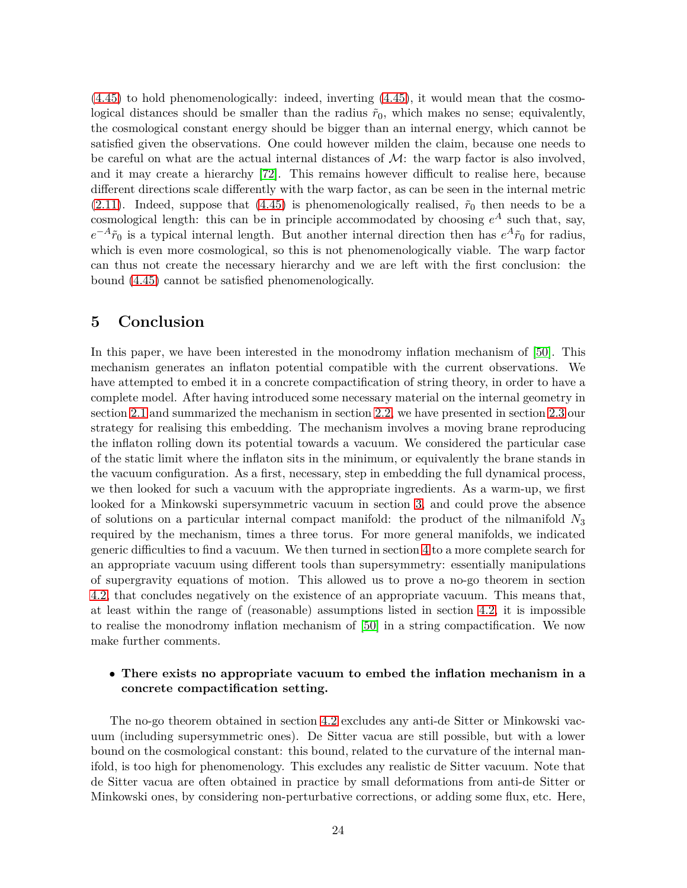(4.45) to hold phenomenologically: indeed, inverting (4.45), it would mean that the cosmological distances should be smaller than the radius $\tilde{r}_0$, which makes no sense; equivalently, the cosmological constant energy should be bigger than an internal energy, which cannot be satisfied given the observations. One could however milden the claim, because one needs to be careful on what are the actual internal distances of $\mathcal{M}$: the warp factor is also involved, and it may create a hierarchy [72]. This remains however difficult to realise here, because different directions scale differently with the warp factor, as can be seen in the internal metric (2.11). Indeed, suppose that (4.45) is phenomenologically realised, $\tilde{r}_0$ then needs to be a cosmological length: this can be in principle accommodated by choosing $e^A$ such that, say, $e^{-A}\tilde{r}_0$ is a typical internal length. But another internal direction then has $e^A\tilde{r}_0$ for radius, which is even more cosmological, so this is not phenomenologically viable. The warp factor can thus not create the necessary hierarchy and we are left with the first conclusion: the bound (4.45) cannot be satisfied phenomenologically.

# 5 Conclusion

In this paper, we have been interested in the monodromy inflation mechanism of [50]. This mechanism generates an inflaton potential compatible with the current observations. We have attempted to embed it in a concrete compactification of string theory, in order to have a complete model. After having introduced some necessary material on the internal geometry in section 2.1 and summarized the mechanism in section 2.2, we have presented in section 2.3 our strategy for realising this embedding. The mechanism involves a moving brane reproducing the inflaton rolling down its potential towards a vacuum. We considered the particular case of the static limit where the inflaton sits in the minimum, or equivalently the brane stands in the vacuum configuration. As a first, necessary, step in embedding the full dynamical process, we then looked for such a vacuum with the appropriate ingredients. As a warm-up, we first looked for a Minkowski supersymmetric vacuum in section 3, and could prove the absence of solutions on a particular internal compact manifold: the product of the nilmanifold $N_3$ required by the mechanism, times a three torus. For more general manifolds, we indicated generic difficulties to find a vacuum. We then turned in section 4 to a more complete search for an appropriate vacuum using different tools than supersymmetry: essentially manipulations of supergravity equations of motion. This allowed us to prove a no-go theorem in section 4.2, that concludes negatively on the existence of an appropriate vacuum. This means that, at least within the range of (reasonable) assumptions listed in section 4.2, it is impossible to realise the monodromy inflation mechanism of [50] in a string compactification. We now make further comments.

- **There exists no appropriate vacuum to embed the inflation mechanism in a concrete compactification setting.**

The no-go theorem obtained in section 4.2 excludes any anti-de Sitter or Minkowski vacuum (including supersymmetric ones). De Sitter vacua are still possible, but with a lower bound on the cosmological constant: this bound, related to the curvature of the internal manifold, is too high for phenomenology. This excludes any realistic de Sitter vacuum. Note that de Sitter vacua are often obtained in practice by small deformations from anti-de Sitter or Minkowski ones, by considering non-perturbative corrections, or adding some flux, etc. Here,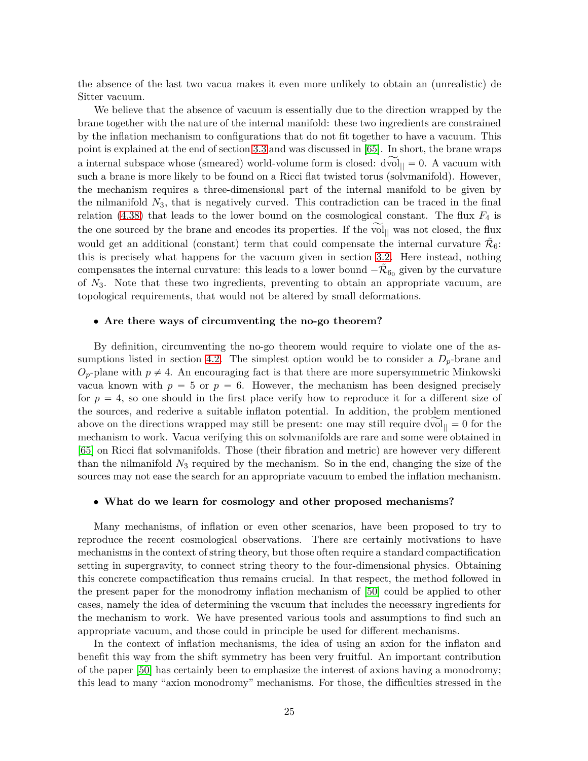the absence of the last two vacua makes it even more unlikely to obtain an (unrealistic) de Sitter vacuum.

We believe that the absence of vacuum is essentially due to the direction wrapped by the brane together with the nature of the internal manifold: these two ingredients are constrained by the inflation mechanism to configurations that do not fit together to have a vacuum. This point is explained at the end of section 3.3 and was discussed in [65]. In short, the brane wraps a internal subspace whose (smeared) world-volume form is closed: $\mathrm{d}\widetilde{\mathrm{vol}}_{||} = 0$. A vacuum with such a brane is more likely to be found on a Ricci flat twisted torus (solvmanifold). However, the mechanism requires a three-dimensional part of the internal manifold to be given by the nilmanifold $N_3$, that is negatively curved. This contradiction can be traced in the final relation (4.38) that leads to the lower bound on the cosmological constant. The flux $F_4$ is the one sourced by the brane and encodes its properties. If the $\widetilde{\mathrm{vol}}_{||}$ was not closed, the flux would get an additional (constant) term that could compensate the internal curvature $\tilde{\mathcal{R}}_6$: this is precisely what happens for the vacuum given in section 3.2. Here instead, nothing compensates the internal curvature: this leads to a lower bound $-\tilde{\mathcal{R}}_{6_0}$ given by the curvature of $N_3$. Note that these two ingredients, preventing to obtain an appropriate vacuum, are topological requirements, that would not be altered by small deformations.

- **Are there ways of circumventing the no-go theorem?**

By definition, circumventing the no-go theorem would require to violate one of the assumptions listed in section 4.2. The simplest option would be to consider a $D_p$-brane and $O_p$-plane with $p \neq 4$. An encouraging fact is that there are more supersymmetric Minkowski vacua known with $p = 5$ or $p = 6$. However, the mechanism has been designed precisely for $p = 4$, so one should in the first place verify how to reproduce it for a different size of the sources, and rederive a suitable inflaton potential. In addition, the problem mentioned above on the directions wrapped may still be present: one may still require $\mathrm{d}\widetilde{\mathrm{vol}}_{||} = 0$ for the mechanism to work. Vacua verifying this on solvmanifolds are rare and some were obtained in [65] on Ricci flat solvmanifolds. Those (their fibration and metric) are however very different than the nilmanifold $N_3$ required by the mechanism. So in the end, changing the size of the sources may not ease the search for an appropriate vacuum to embed the inflation mechanism.

- **What do we learn for cosmology and other proposed mechanisms?**

Many mechanisms, of inflation or even other scenarios, have been proposed to try to reproduce the recent cosmological observations. There are certainly motivations to have mechanisms in the context of string theory, but those often require a standard compactification setting in supergravity, to connect string theory to the four-dimensional physics. Obtaining this concrete compactification thus remains crucial. In that respect, the method followed in the present paper for the monodromy inflation mechanism of [50] could be applied to other cases, namely the idea of determining the vacuum that includes the necessary ingredients for the mechanism to work. We have presented various tools and assumptions to find such an appropriate vacuum, and those could in principle be used for different mechanisms.

In the context of inflation mechanisms, the idea of using an axion for the inflaton and benefit this way from the shift symmetry has been very fruitful. An important contribution of the paper [50] has certainly been to emphasize the interest of axions having a monodromy; this lead to many "axion monodromy" mechanisms. For those, the difficulties stressed in the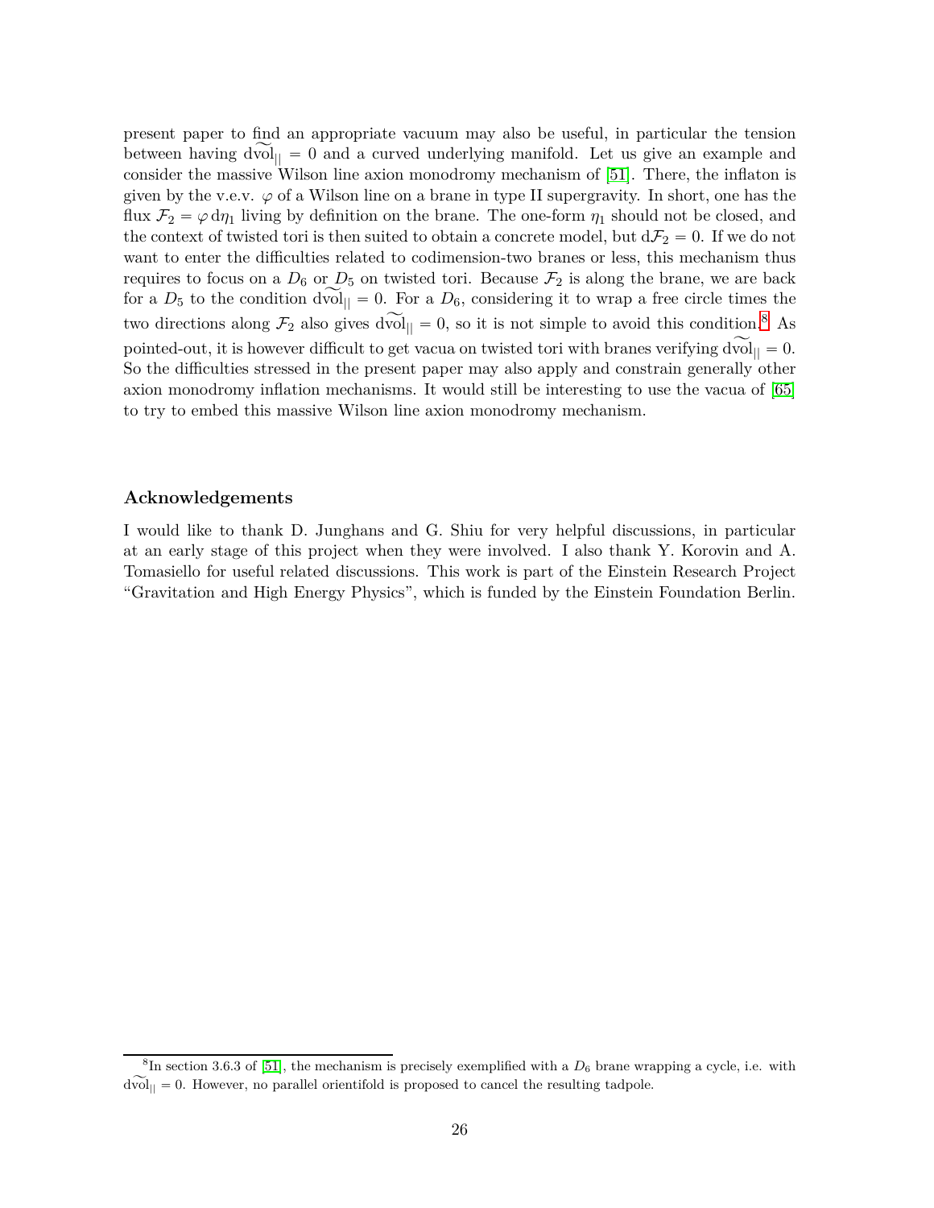present paper to find an appropriate vacuum may also be useful, in particular the tension between having $\mathrm{d}\widetilde{\mathrm{vol}}_{||} = 0$ and a curved underlying manifold. Let us give an example and consider the massive Wilson line axion monodromy mechanism of [51]. There, the inflaton is given by the v.e.v. $\varphi$ of a Wilson line on a brane in type II supergravity. In short, one has the flux $\mathcal{F}_2 = \varphi\, \mathrm{d}\eta_1$ living by definition on the brane. The one-form $\eta_1$ should not be closed, and the context of twisted tori is then suited to obtain a concrete model, but $\mathrm{d}\mathcal{F}_2 = 0$. If we do not want to enter the difficulties related to codimension-two branes or less, this mechanism thus requires to focus on a $D_6$ or $D_5$ on twisted tori. Because $\mathcal{F}_2$ is along the brane, we are back for a $D_5$ to the condition $\mathrm{d}\widetilde{\mathrm{vol}}_{||} = 0$. For a $D_6$, considering it to wrap a free circle times the two directions along $\mathcal{F}_2$ also gives $\mathrm{d}\widetilde{\mathrm{vol}}_{||} = 0$, so it is not simple to avoid this condition.[8] As pointed-out, it is however difficult to get vacua on twisted tori with branes verifying $\mathrm{d}\widetilde{\mathrm{vol}}_{||} = 0$. So the difficulties stressed in the present paper may also apply and constrain generally other axion monodromy inflation mechanisms. It would still be interesting to use the vacua of [65] to try to embed this massive Wilson line axion monodromy mechanism.

### Acknowledgements

I would like to thank D. Junghans and G. Shiu for very helpful discussions, in particular at an early stage of this project when they were involved. I also thank Y. Korovin and A. Tomasiello for useful related discussions. This work is part of the Einstein Research Project "Gravitation and High Energy Physics", which is funded by the Einstein Foundation Berlin.

[8] In section 3.6.3 of [51], the mechanism is precisely exemplified with a $D_6$ brane wrapping a cycle, i.e. with $\mathrm{d}\widetilde{\mathrm{vol}}_{||} = 0$. However, no parallel orientifold is proposed to cancel the resulting tadpole.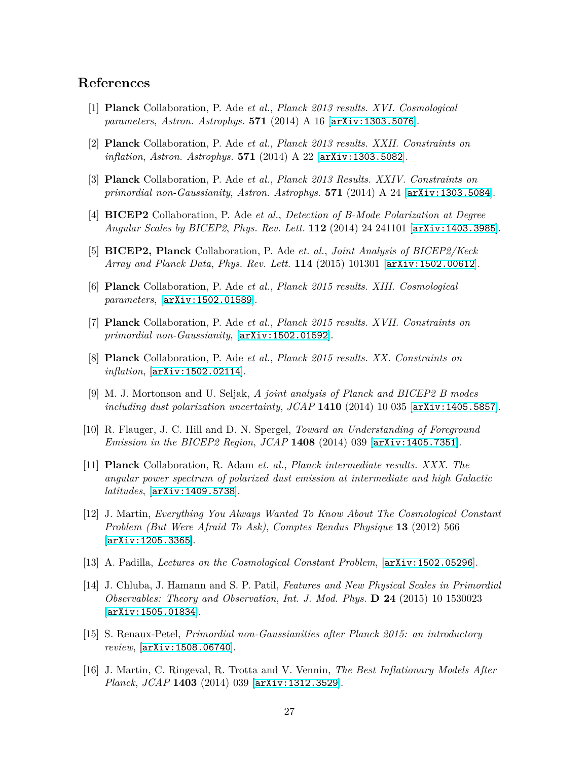# References

[1] **Planck** Collaboration, P. Ade *et al.*, *Planck 2013 results. XVI. Cosmological parameters*, *Astron. Astrophys.* **571** (2014) A 16 [arXiv:1303.5076].

[2] **Planck** Collaboration, P. Ade *et al.*, *Planck 2013 results. XXII. Constraints on inflation*, *Astron. Astrophys.* **571** (2014) A 22 [arXiv:1303.5082].

[3] **Planck** Collaboration, P. Ade *et al.*, *Planck 2013 Results. XXIV. Constraints on primordial non-Gaussianity*, *Astron. Astrophys.* **571** (2014) A 24 [arXiv:1303.5084].

[4] **BICEP2** Collaboration, P. Ade *et al.*, *Detection of B-Mode Polarization at Degree Angular Scales by BICEP2*, *Phys. Rev. Lett.* **112** (2014) 24 241101 [arXiv:1403.3985].

[5] **BICEP2, Planck** Collaboration, P. Ade *et. al.*, *Joint Analysis of BICEP2/Keck Array and Planck Data*, *Phys. Rev. Lett.* **114** (2015) 101301 [arXiv:1502.00612].

[6] **Planck** Collaboration, P. Ade *et al.*, *Planck 2015 results. XIII. Cosmological parameters*, [arXiv:1502.01589].

[7] **Planck** Collaboration, P. Ade *et al.*, *Planck 2015 results. XVII. Constraints on primordial non-Gaussianity*, [arXiv:1502.01592].

[8] **Planck** Collaboration, P. Ade *et al.*, *Planck 2015 results. XX. Constraints on inflation*, [arXiv:1502.02114].

[9] M. J. Mortonson and U. Seljak, *A joint analysis of Planck and BICEP2 B modes including dust polarization uncertainty*, *JCAP* **1410** (2014) 10 035 [arXiv:1405.5857].

[10] R. Flauger, J. C. Hill and D. N. Spergel, *Toward an Understanding of Foreground Emission in the BICEP2 Region*, *JCAP* **1408** (2014) 039 [arXiv:1405.7351].

[11] **Planck** Collaboration, R. Adam *et. al.*, *Planck intermediate results. XXX. The angular power spectrum of polarized dust emission at intermediate and high Galactic latitudes*, [arXiv:1409.5738].

[12] J. Martin, *Everything You Always Wanted To Know About The Cosmological Constant Problem (But Were Afraid To Ask)*, *Comptes Rendus Physique* **13** (2012) 566 [arXiv:1205.3365].

[13] A. Padilla, *Lectures on the Cosmological Constant Problem*, [arXiv:1502.05296].

[14] J. Chluba, J. Hamann and S. P. Patil, *Features and New Physical Scales in Primordial Observables: Theory and Observation*, *Int. J. Mod. Phys.* **D 24** (2015) 10 1530023 [arXiv:1505.01834].

[15] S. Renaux-Petel, *Primordial non-Gaussianities after Planck 2015: an introductory review*, [arXiv:1508.06740].

[16] J. Martin, C. Ringeval, R. Trotta and V. Vennin, *The Best Inflationary Models After Planck*, *JCAP* **1403** (2014) 039 [arXiv:1312.3529].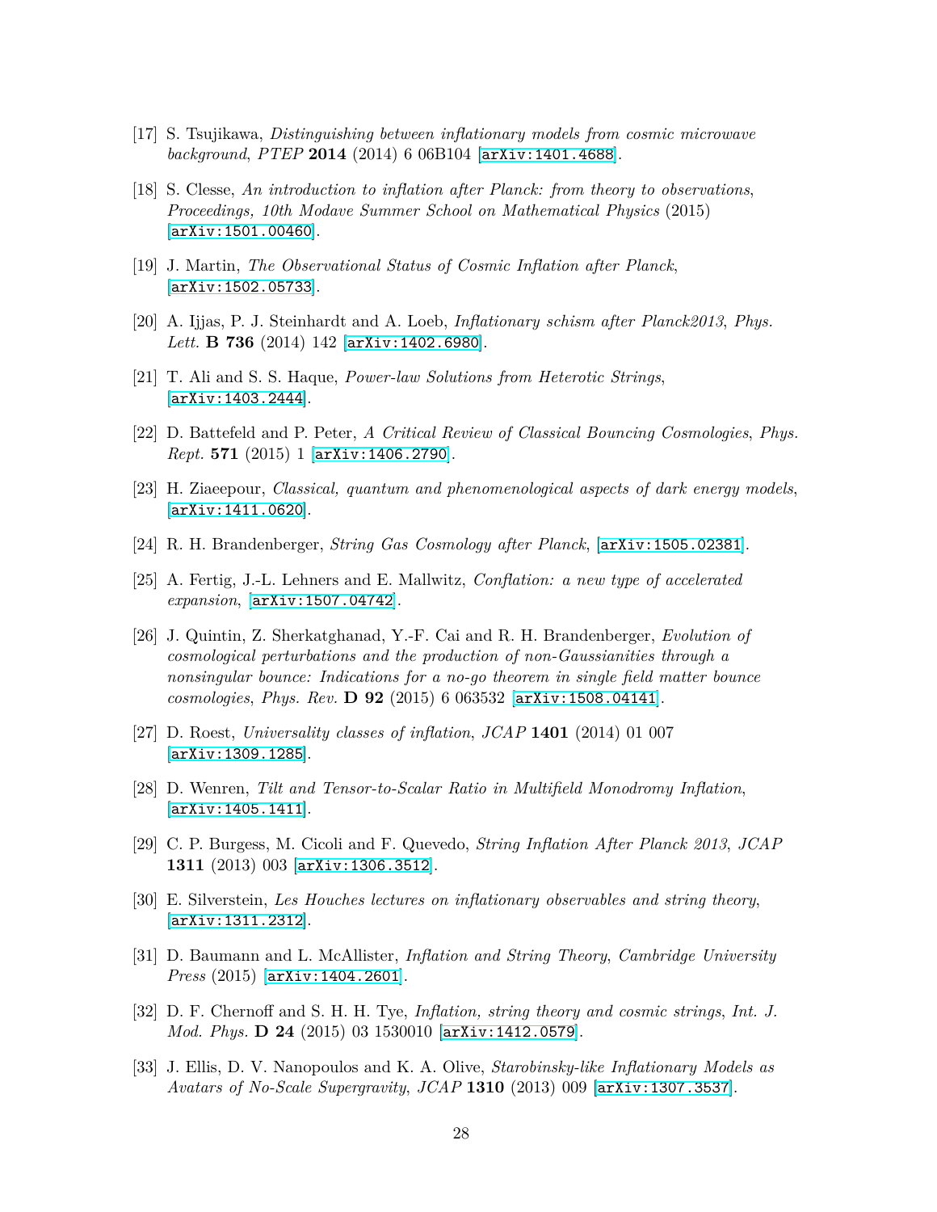[17] S. Tsujikawa, *Distinguishing between inflationary models from cosmic microwave background*, *PTEP* **2014** (2014) 6 06B104 [arXiv:1401.4688].

[18] S. Clesse, *An introduction to inflation after Planck: from theory to observations*, *Proceedings, 10th Modave Summer School on Mathematical Physics* (2015) [arXiv:1501.00460].

[19] J. Martin, *The Observational Status of Cosmic Inflation after Planck*, [arXiv:1502.05733].

[20] A. Ijjas, P. J. Steinhardt and A. Loeb, *Inflationary schism after Planck2013*, *Phys. Lett.* **B 736** (2014) 142 [arXiv:1402.6980].

[21] T. Ali and S. S. Haque, *Power-law Solutions from Heterotic Strings*, [arXiv:1403.2444].

[22] D. Battefeld and P. Peter, *A Critical Review of Classical Bouncing Cosmologies*, *Phys. Rept.* **571** (2015) 1 [arXiv:1406.2790].

[23] H. Ziaeepour, *Classical, quantum and phenomenological aspects of dark energy models*, [arXiv:1411.0620].

[24] R. H. Brandenberger, *String Gas Cosmology after Planck*, [arXiv:1505.02381].

[25] A. Fertig, J.-L. Lehners and E. Mallwitz, *Conflation: a new type of accelerated expansion*, [arXiv:1507.04742].

[26] J. Quintin, Z. Sherkatghanad, Y.-F. Cai and R. H. Brandenberger, *Evolution of cosmological perturbations and the production of non-Gaussianities through a nonsingular bounce: Indications for a no-go theorem in single field matter bounce cosmologies*, *Phys. Rev.* **D 92** (2015) 6 063532 [arXiv:1508.04141].

[27] D. Roest, *Universality classes of inflation*, *JCAP* **1401** (2014) 01 007 [arXiv:1309.1285].

[28] D. Wenren, *Tilt and Tensor-to-Scalar Ratio in Multifield Monodromy Inflation*, [arXiv:1405.1411].

[29] C. P. Burgess, M. Cicoli and F. Quevedo, *String Inflation After Planck 2013*, *JCAP* **1311** (2013) 003 [arXiv:1306.3512].

[30] E. Silverstein, *Les Houches lectures on inflationary observables and string theory*, [arXiv:1311.2312].

[31] D. Baumann and L. McAllister, *Inflation and String Theory*, *Cambridge University Press* (2015) [arXiv:1404.2601].

[32] D. F. Chernoff and S. H. H. Tye, *Inflation, string theory and cosmic strings*, *Int. J. Mod. Phys.* **D 24** (2015) 03 1530010 [arXiv:1412.0579].

[33] J. Ellis, D. V. Nanopoulos and K. A. Olive, *Starobinsky-like Inflationary Models as Avatars of No-Scale Supergravity*, *JCAP* **1310** (2013) 009 [arXiv:1307.3537].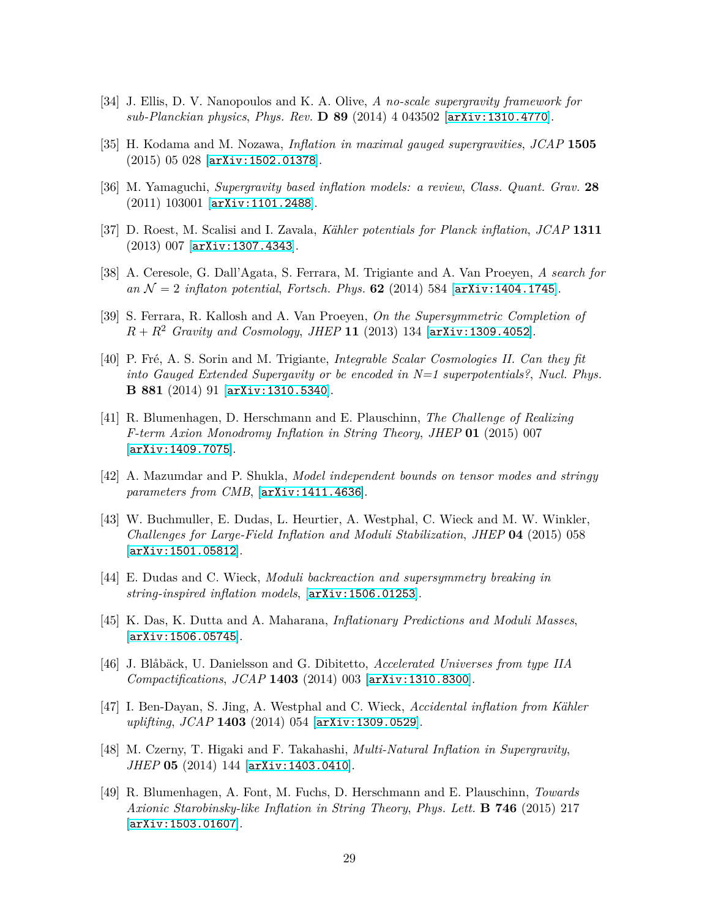[34] J. Ellis, D. V. Nanopoulos and K. A. Olive, *A no-scale supergravity framework for sub-Planckian physics*, *Phys. Rev.* **D 89** (2014) 4 043502 [arXiv:1310.4770].

[35] H. Kodama and M. Nozawa, *Inflation in maximal gauged supergravities*, *JCAP* **1505** (2015) 05 028 [arXiv:1502.01378].

[36] M. Yamaguchi, *Supergravity based inflation models: a review*, *Class. Quant. Grav.* **28** (2011) 103001 [arXiv:1101.2488].

[37] D. Roest, M. Scalisi and I. Zavala, *Kähler potentials for Planck inflation*, *JCAP* **1311** (2013) 007 [arXiv:1307.4343].

[38] A. Ceresole, G. Dall'Agata, S. Ferrara, M. Trigiante and A. Van Proeyen, *A search for an $\mathcal{N} = 2$ inflaton potential*, *Fortsch. Phys.* **62** (2014) 584 [arXiv:1404.1745].

[39] S. Ferrara, R. Kallosh and A. Van Proeyen, *On the Supersymmetric Completion of $R + R^2$ Gravity and Cosmology*, *JHEP* **11** (2013) 134 [arXiv:1309.4052].

[40] P. Fré, A. S. Sorin and M. Trigiante, *Integrable Scalar Cosmologies II. Can they fit into Gauged Extended Supergavity or be encoded in N=1 superpotentials?*, *Nucl. Phys.* **B 881** (2014) 91 [arXiv:1310.5340].

[41] R. Blumenhagen, D. Herschmann and E. Plauschinn, *The Challenge of Realizing F-term Axion Monodromy Inflation in String Theory*, *JHEP* **01** (2015) 007 [arXiv:1409.7075].

[42] A. Mazumdar and P. Shukla, *Model independent bounds on tensor modes and stringy parameters from CMB*, [arXiv:1411.4636].

[43] W. Buchmuller, E. Dudas, L. Heurtier, A. Westphal, C. Wieck and M. W. Winkler, *Challenges for Large-Field Inflation and Moduli Stabilization*, *JHEP* **04** (2015) 058 [arXiv:1501.05812].

[44] E. Dudas and C. Wieck, *Moduli backreaction and supersymmetry breaking in string-inspired inflation models*, [arXiv:1506.01253].

[45] K. Das, K. Dutta and A. Maharana, *Inflationary Predictions and Moduli Masses*, [arXiv:1506.05745].

[46] J. Blåbäck, U. Danielsson and G. Dibitetto, *Accelerated Universes from type IIA Compactifications*, *JCAP* **1403** (2014) 003 [arXiv:1310.8300].

[47] I. Ben-Dayan, S. Jing, A. Westphal and C. Wieck, *Accidental inflation from Kähler uplifting*, *JCAP* **1403** (2014) 054 [arXiv:1309.0529].

[48] M. Czerny, T. Higaki and F. Takahashi, *Multi-Natural Inflation in Supergravity*, *JHEP* **05** (2014) 144 [arXiv:1403.0410].

[49] R. Blumenhagen, A. Font, M. Fuchs, D. Herschmann and E. Plauschinn, *Towards Axionic Starobinsky-like Inflation in String Theory*, *Phys. Lett.* **B 746** (2015) 217 [arXiv:1503.01607].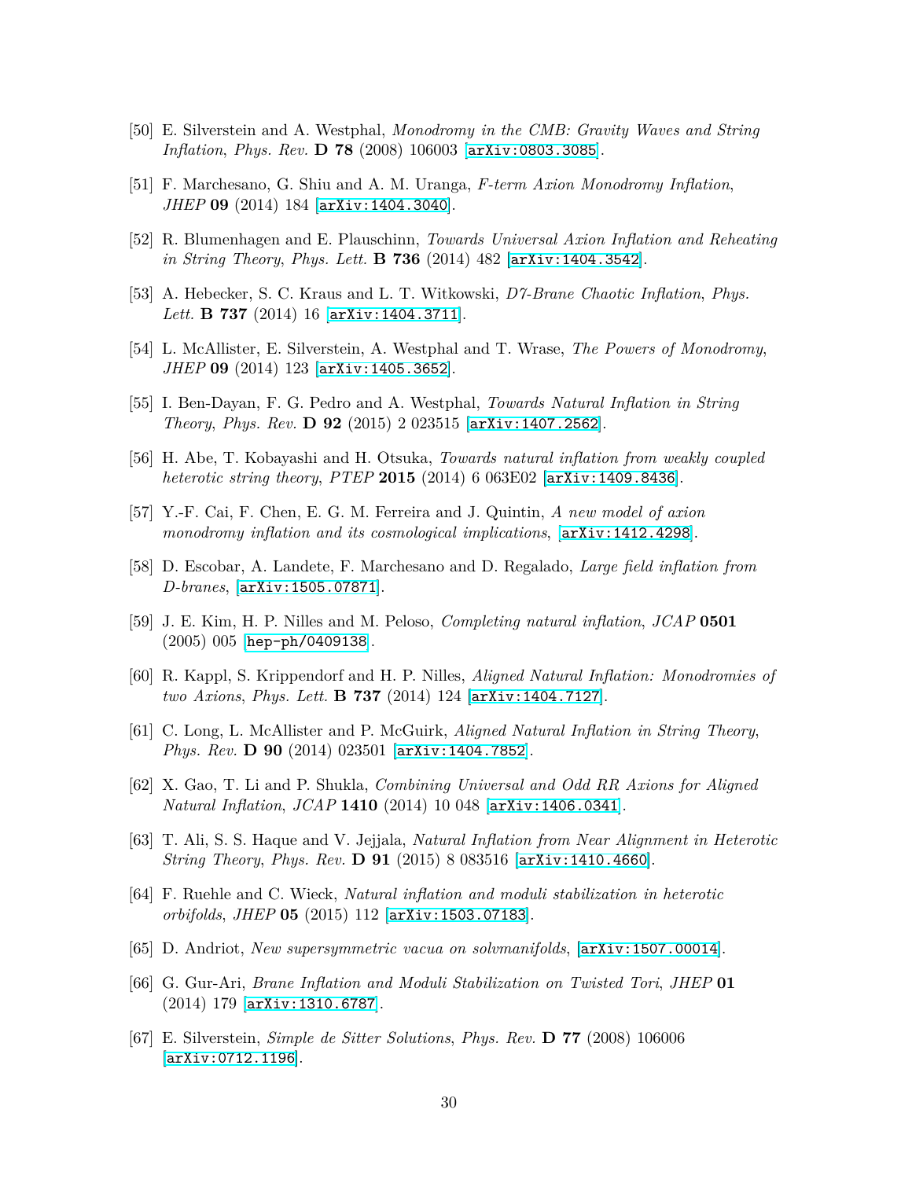[50] E. Silverstein and A. Westphal, *Monodromy in the CMB: Gravity Waves and String Inflation*, *Phys. Rev.* **D 78** (2008) 106003 [arXiv:0803.3085].

[51] F. Marchesano, G. Shiu and A. M. Uranga, *F-term Axion Monodromy Inflation*, *JHEP* **09** (2014) 184 [arXiv:1404.3040].

[52] R. Blumenhagen and E. Plauschinn, *Towards Universal Axion Inflation and Reheating in String Theory*, *Phys. Lett.* **B 736** (2014) 482 [arXiv:1404.3542].

[53] A. Hebecker, S. C. Kraus and L. T. Witkowski, *D7-Brane Chaotic Inflation*, *Phys. Lett.* **B 737** (2014) 16 [arXiv:1404.3711].

[54] L. McAllister, E. Silverstein, A. Westphal and T. Wrase, *The Powers of Monodromy*, *JHEP* **09** (2014) 123 [arXiv:1405.3652].

[55] I. Ben-Dayan, F. G. Pedro and A. Westphal, *Towards Natural Inflation in String Theory*, *Phys. Rev.* **D 92** (2015) 2 023515 [arXiv:1407.2562].

[56] H. Abe, T. Kobayashi and H. Otsuka, *Towards natural inflation from weakly coupled heterotic string theory*, *PTEP* **2015** (2014) 6 063E02 [arXiv:1409.8436].

[57] Y.-F. Cai, F. Chen, E. G. M. Ferreira and J. Quintin, *A new model of axion monodromy inflation and its cosmological implications*, [arXiv:1412.4298].

[58] D. Escobar, A. Landete, F. Marchesano and D. Regalado, *Large field inflation from D-branes*, [arXiv:1505.07871].

[59] J. E. Kim, H. P. Nilles and M. Peloso, *Completing natural inflation*, *JCAP* **0501** (2005) 005 [hep-ph/0409138].

[60] R. Kappl, S. Krippendorf and H. P. Nilles, *Aligned Natural Inflation: Monodromies of two Axions*, *Phys. Lett.* **B 737** (2014) 124 [arXiv:1404.7127].

[61] C. Long, L. McAllister and P. McGuirk, *Aligned Natural Inflation in String Theory*, *Phys. Rev.* **D 90** (2014) 023501 [arXiv:1404.7852].

[62] X. Gao, T. Li and P. Shukla, *Combining Universal and Odd RR Axions for Aligned Natural Inflation*, *JCAP* **1410** (2014) 10 048 [arXiv:1406.0341].

[63] T. Ali, S. S. Haque and V. Jejjala, *Natural Inflation from Near Alignment in Heterotic String Theory*, *Phys. Rev.* **D 91** (2015) 8 083516 [arXiv:1410.4660].

[64] F. Ruehle and C. Wieck, *Natural inflation and moduli stabilization in heterotic orbifolds*, *JHEP* **05** (2015) 112 [arXiv:1503.07183].

[65] D. Andriot, *New supersymmetric vacua on solvmanifolds*, [arXiv:1507.00014].

[66] G. Gur-Ari, *Brane Inflation and Moduli Stabilization on Twisted Tori*, *JHEP* **01** (2014) 179 [arXiv:1310.6787].

[67] E. Silverstein, *Simple de Sitter Solutions*, *Phys. Rev.* **D 77** (2008) 106006 [arXiv:0712.1196].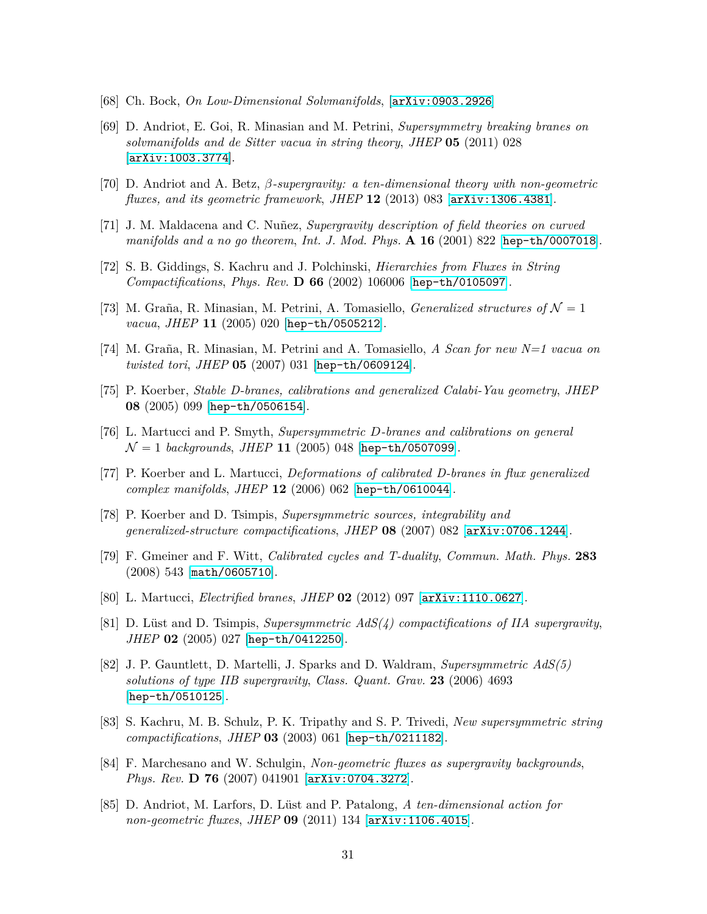[68] Ch. Bock, *On Low-Dimensional Solvmanifolds*, [arXiv:0903.2926]

[69] D. Andriot, E. Goi, R. Minasian and M. Petrini, *Supersymmetry breaking branes on solvmanifolds and de Sitter vacua in string theory*, *JHEP* **05** (2011) 028 [arXiv:1003.3774].

[70] D. Andriot and A. Betz, *$\beta$-supergravity: a ten-dimensional theory with non-geometric fluxes, and its geometric framework*, *JHEP* **12** (2013) 083 [arXiv:1306.4381].

[71] J. M. Maldacena and C. Nuñez, *Supergravity description of field theories on curved manifolds and a no go theorem*, *Int. J. Mod. Phys.* **A 16** (2001) 822 [hep-th/0007018].

[72] S. B. Giddings, S. Kachru and J. Polchinski, *Hierarchies from Fluxes in String Compactifications*, *Phys. Rev.* **D 66** (2002) 106006 [hep-th/0105097].

[73] M. Graña, R. Minasian, M. Petrini, A. Tomasiello, *Generalized structures of $\mathcal{N}=1$ vacua*, *JHEP* **11** (2005) 020 [hep-th/0505212].

[74] M. Graña, R. Minasian, M. Petrini and A. Tomasiello, *A Scan for new N=1 vacua on twisted tori*, *JHEP* **05** (2007) 031 [hep-th/0609124].

[75] P. Koerber, *Stable D-branes, calibrations and generalized Calabi-Yau geometry*, *JHEP* **08** (2005) 099 [hep-th/0506154].

[76] L. Martucci and P. Smyth, *Supersymmetric D-branes and calibrations on general $\mathcal{N}=1$ backgrounds*, *JHEP* **11** (2005) 048 [hep-th/0507099].

[77] P. Koerber and L. Martucci, *Deformations of calibrated D-branes in flux generalized complex manifolds*, *JHEP* **12** (2006) 062 [hep-th/0610044].

[78] P. Koerber and D. Tsimpis, *Supersymmetric sources, integrability and generalized-structure compactifications*, *JHEP* **08** (2007) 082 [arXiv:0706.1244].

[79] F. Gmeiner and F. Witt, *Calibrated cycles and T-duality*, *Commun. Math. Phys.* **283** (2008) 543 [math/0605710].

[80] L. Martucci, *Electrified branes*, *JHEP* **02** (2012) 097 [arXiv:1110.0627].

[81] D. Lüst and D. Tsimpis, *Supersymmetric AdS(4) compactifications of IIA supergravity*, *JHEP* **02** (2005) 027 [hep-th/0412250].

[82] J. P. Gauntlett, D. Martelli, J. Sparks and D. Waldram, *Supersymmetric AdS(5) solutions of type IIB supergravity*, *Class. Quant. Grav.* **23** (2006) 4693 [hep-th/0510125].

[83] S. Kachru, M. B. Schulz, P. K. Tripathy and S. P. Trivedi, *New supersymmetric string compactifications*, *JHEP* **03** (2003) 061 [hep-th/0211182].

[84] F. Marchesano and W. Schulgin, *Non-geometric fluxes as supergravity backgrounds*, *Phys. Rev.* **D 76** (2007) 041901 [arXiv:0704.3272].

[85] D. Andriot, M. Larfors, D. Lüst and P. Patalong, *A ten-dimensional action for non-geometric fluxes*, *JHEP* **09** (2011) 134 [arXiv:1106.4015].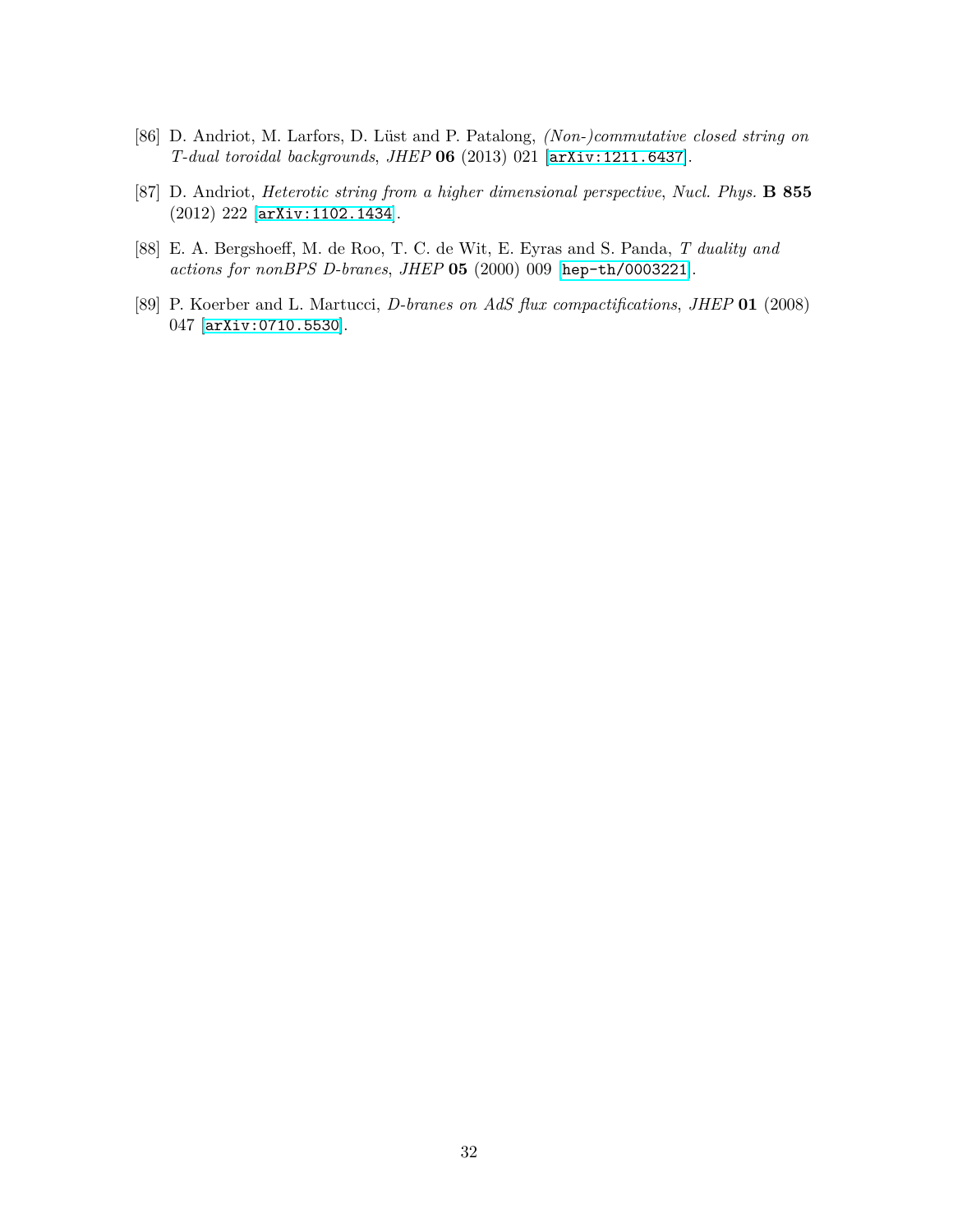[86] D. Andriot, M. Larfors, D. Lüst and P. Patalong, *(Non-)commutative closed string on T-dual toroidal backgrounds*, *JHEP* **06** (2013) 021 [arXiv:1211.6437].

[87] D. Andriot, *Heterotic string from a higher dimensional perspective*, *Nucl. Phys.* **B 855** (2012) 222 [arXiv:1102.1434].

[88] E. A. Bergshoeff, M. de Roo, T. C. de Wit, E. Eyras and S. Panda, *T duality and actions for nonBPS D-branes*, *JHEP* **05** (2000) 009 [hep-th/0003221].

[89] P. Koerber and L. Martucci, *D-branes on AdS flux compactifications*, *JHEP* **01** (2008) 047 [arXiv:0710.5530].